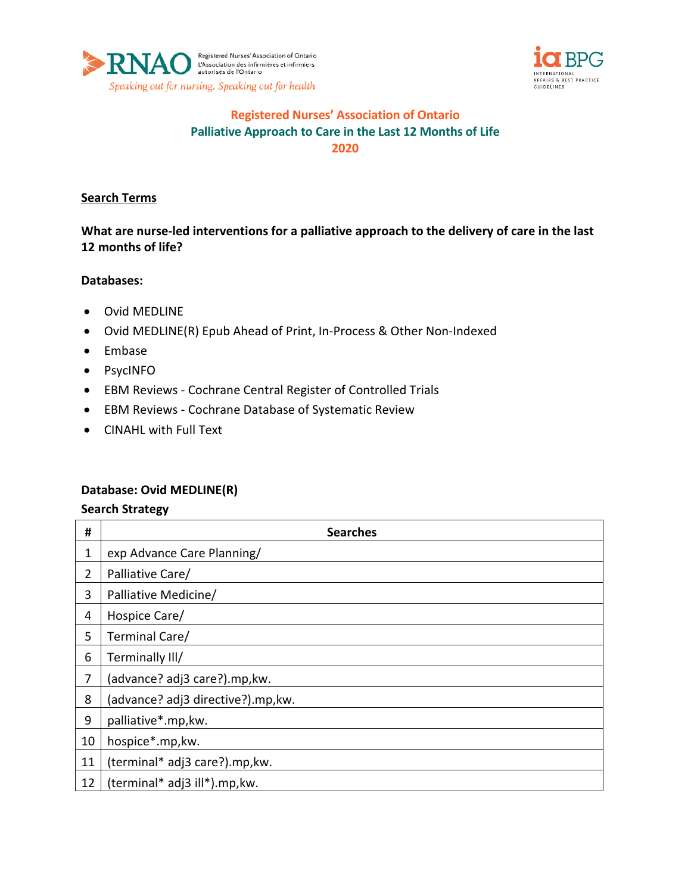Registered Nurses' Association of Ontario
L'Association des infirmières et infirmiers autorisés de l'Ontario
*Speaking out for nursing. Speaking out for health*

INTERNATIONAL AFFAIRS & BEST PRACTICE GUIDELINES

# Registered Nurses' Association of Ontario
## Palliative Approach to Care in the Last 12 Months of Life
## 2020

**Search Terms**

**What are nurse-led interventions for a palliative approach to the delivery of care in the last 12 months of life?**

**Databases:**

- Ovid MEDLINE
- Ovid MEDLINE(R) Epub Ahead of Print, In-Process & Other Non-Indexed
- Embase
- PsycINFO
- EBM Reviews - Cochrane Central Register of Controlled Trials
- EBM Reviews - Cochrane Database of Systematic Review
- CINAHL with Full Text

**Database: Ovid MEDLINE(R)**

**Search Strategy**

| # | Searches |
|---|---|
| 1 | exp Advance Care Planning/ |
| 2 | Palliative Care/ |
| 3 | Palliative Medicine/ |
| 4 | Hospice Care/ |
| 5 | Terminal Care/ |
| 6 | Terminally Ill/ |
| 7 | (advance? adj3 care?).mp,kw. |
| 8 | (advance? adj3 directive?).mp,kw. |
| 9 | palliative*.mp,kw. |
| 10 | hospice*.mp,kw. |
| 11 | (terminal* adj3 care?).mp,kw. |
| 12 | (terminal* adj3 ill*).mp,kw. |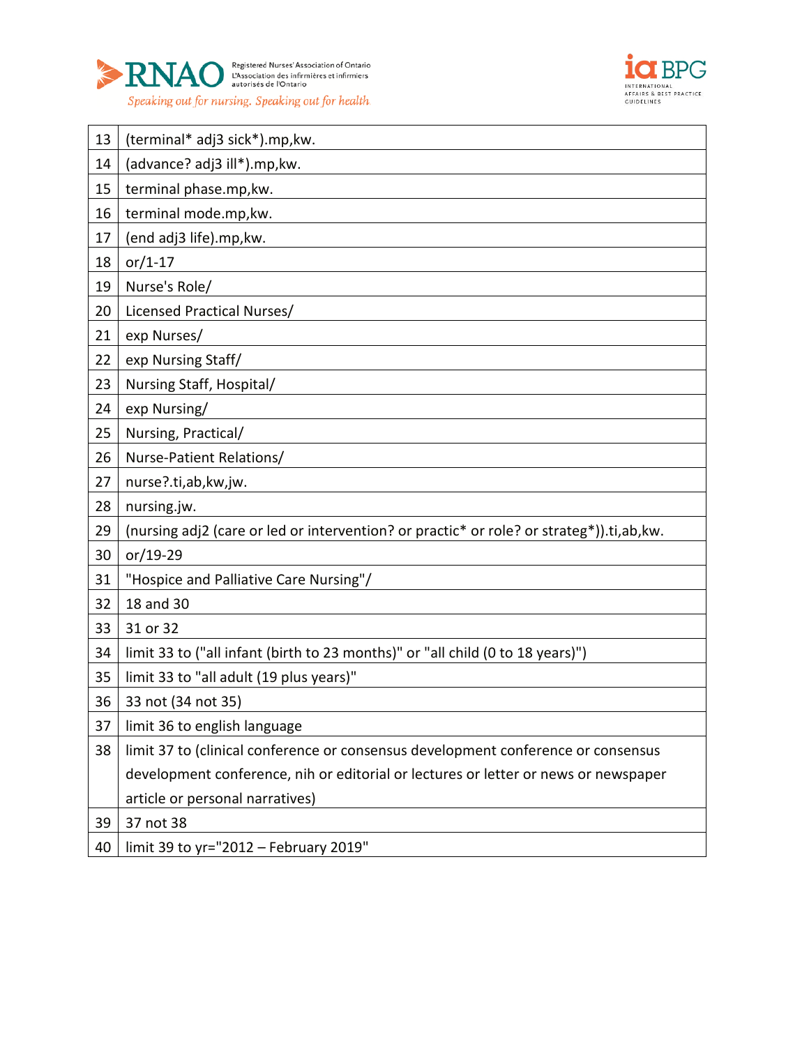| | |
|---|---|
| 13 | (terminal* adj3 sick*).mp,kw. |
| 14 | (advance? adj3 ill*).mp,kw. |
| 15 | terminal phase.mp,kw. |
| 16 | terminal mode.mp,kw. |
| 17 | (end adj3 life).mp,kw. |
| 18 | or/1-17 |
| 19 | Nurse's Role/ |
| 20 | Licensed Practical Nurses/ |
| 21 | exp Nurses/ |
| 22 | exp Nursing Staff/ |
| 23 | Nursing Staff, Hospital/ |
| 24 | exp Nursing/ |
| 25 | Nursing, Practical/ |
| 26 | Nurse-Patient Relations/ |
| 27 | nurse?.ti,ab,kw,jw. |
| 28 | nursing.jw. |
| 29 | (nursing adj2 (care or led or intervention? or practic* or role? or strateg*)).ti,ab,kw. |
| 30 | or/19-29 |
| 31 | "Hospice and Palliative Care Nursing"/ |
| 32 | 18 and 30 |
| 33 | 31 or 32 |
| 34 | limit 33 to ("all infant (birth to 23 months)" or "all child (0 to 18 years)") |
| 35 | limit 33 to "all adult (19 plus years)" |
| 36 | 33 not (34 not 35) |
| 37 | limit 36 to english language |
| 38 | limit 37 to (clinical conference or consensus development conference or consensus development conference, nih or editorial or lectures or letter or news or newspaper article or personal narratives) |
| 39 | 37 not 38 |
| 40 | limit 39 to yr="2012 – February 2019" |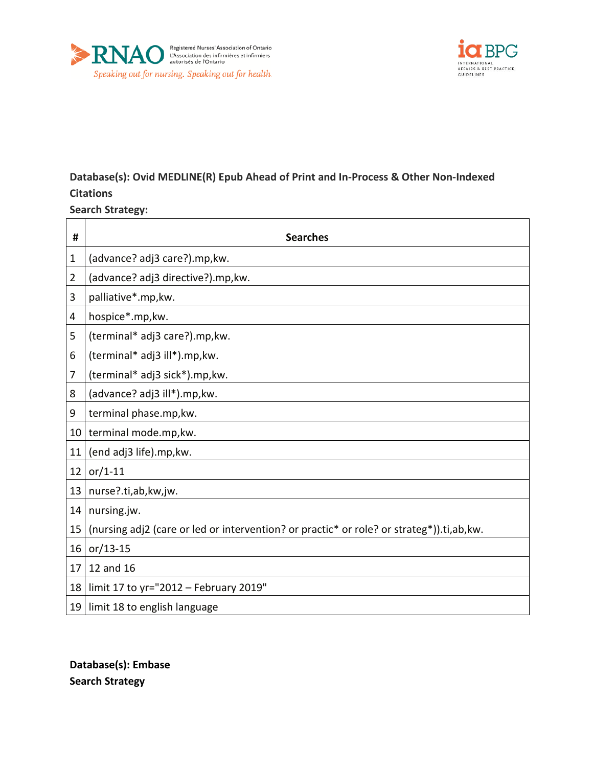**Database(s): Ovid MEDLINE(R) Epub Ahead of Print and In-Process & Other Non-Indexed Citations**

**Search Strategy:**

| # | Searches |
|---|---|
| 1 | (advance? adj3 care?).mp,kw. |
| 2 | (advance? adj3 directive?).mp,kw. |
| 3 | palliative*.mp,kw. |
| 4 | hospice*.mp,kw. |
| 5 | (terminal* adj3 care?).mp,kw. |
| 6 | (terminal* adj3 ill*).mp,kw. |
| 7 | (terminal* adj3 sick*).mp,kw. |
| 8 | (advance? adj3 ill*).mp,kw. |
| 9 | terminal phase.mp,kw. |
| 10 | terminal mode.mp,kw. |
| 11 | (end adj3 life).mp,kw. |
| 12 | or/1-11 |
| 13 | nurse?.ti,ab,kw,jw. |
| 14 | nursing.jw. |
| 15 | (nursing adj2 (care or led or intervention? or practic* or role? or strateg*)).ti,ab,kw. |
| 16 | or/13-15 |
| 17 | 12 and 16 |
| 18 | limit 17 to yr="2012 – February 2019" |
| 19 | limit 18 to english language |

**Database(s): Embase**

**Search Strategy**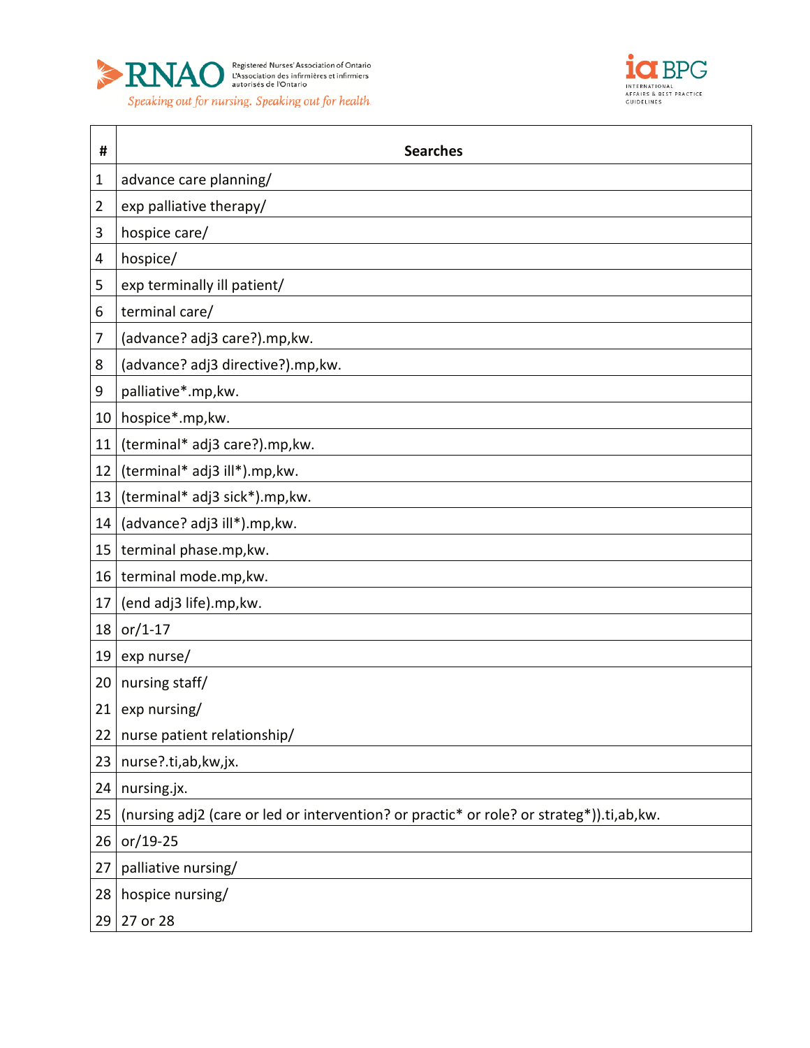| # | Searches |
|---|---|
| 1 | advance care planning/ |
| 2 | exp palliative therapy/ |
| 3 | hospice care/ |
| 4 | hospice/ |
| 5 | exp terminally ill patient/ |
| 6 | terminal care/ |
| 7 | (advance? adj3 care?).mp,kw. |
| 8 | (advance? adj3 directive?).mp,kw. |
| 9 | palliative*.mp,kw. |
| 10 | hospice*.mp,kw. |
| 11 | (terminal* adj3 care?).mp,kw. |
| 12 | (terminal* adj3 ill*).mp,kw. |
| 13 | (terminal* adj3 sick*).mp,kw. |
| 14 | (advance? adj3 ill*).mp,kw. |
| 15 | terminal phase.mp,kw. |
| 16 | terminal mode.mp,kw. |
| 17 | (end adj3 life).mp,kw. |
| 18 | or/1-17 |
| 19 | exp nurse/ |
| 20 | nursing staff/ |
| 21 | exp nursing/ |
| 22 | nurse patient relationship/ |
| 23 | nurse?.ti,ab,kw,jx. |
| 24 | nursing.jx. |
| 25 | (nursing adj2 (care or led or intervention? or practic* or role? or strateg*)).ti,ab,kw. |
| 26 | or/19-25 |
| 27 | palliative nursing/ |
| 28 | hospice nursing/ |
| 29 | 27 or 28 |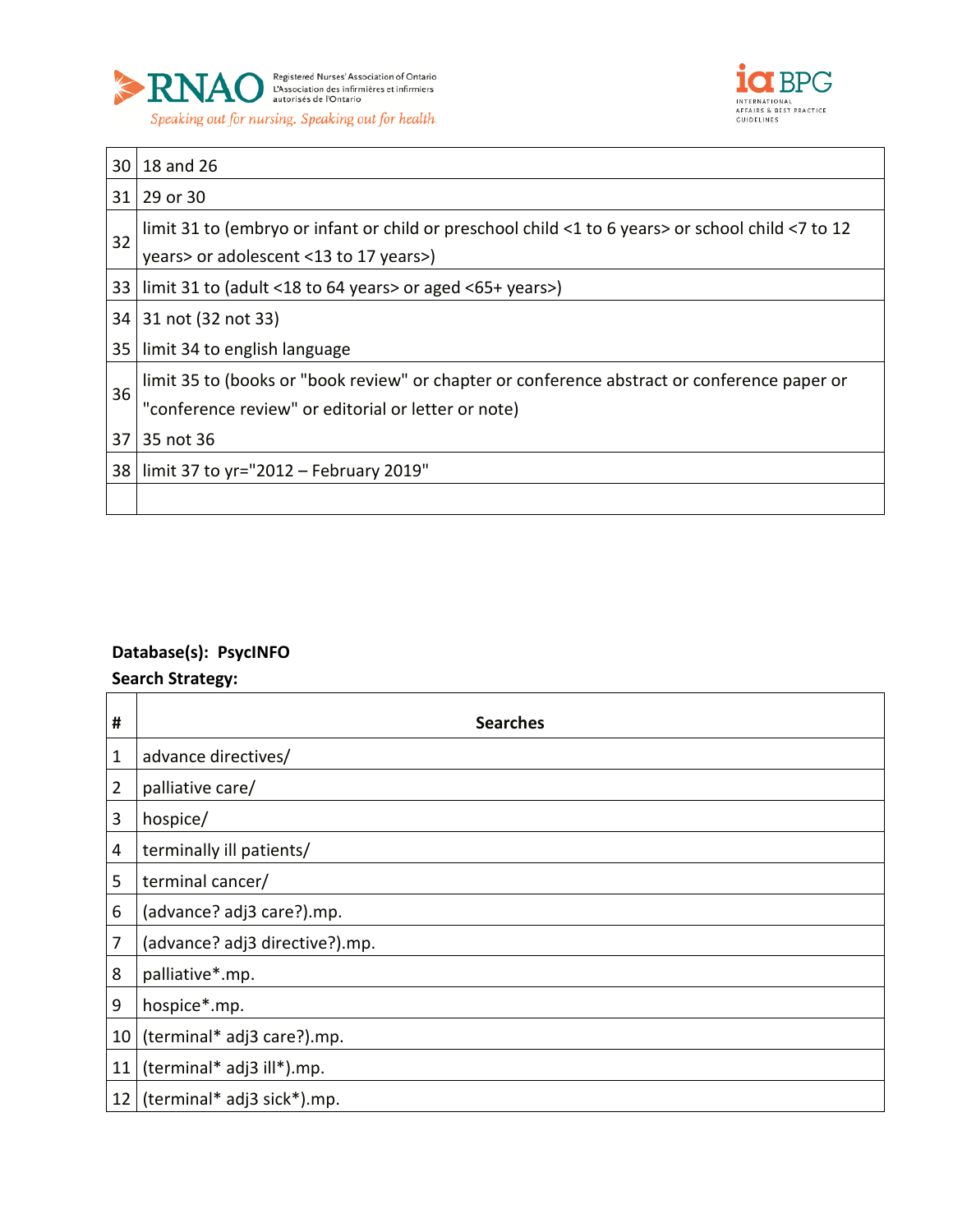| | |
|---|---|
| 30 | 18 and 26 |
| 31 | 29 or 30 |
| 32 | limit 31 to (embryo or infant or child or preschool child <1 to 6 years> or school child <7 to 12 years> or adolescent <13 to 17 years>) |
| 33 | limit 31 to (adult <18 to 64 years> or aged <65+ years>) |
| 34 | 31 not (32 not 33) |
| 35 | limit 34 to english language |
| 36 | limit 35 to (books or "book review" or chapter or conference abstract or conference paper or "conference review" or editorial or letter or note) |
| 37 | 35 not 36 |
| 38 | limit 37 to yr="2012 – February 2019" |
| | |

**Database(s): PsycINFO**

**Search Strategy:**

| # | Searches |
|---|---|
| 1 | advance directives/ |
| 2 | palliative care/ |
| 3 | hospice/ |
| 4 | terminally ill patients/ |
| 5 | terminal cancer/ |
| 6 | (advance? adj3 care?).mp. |
| 7 | (advance? adj3 directive?).mp. |
| 8 | palliative*.mp. |
| 9 | hospice*.mp. |
| 10 | (terminal* adj3 care?).mp. |
| 11 | (terminal* adj3 ill*).mp. |
| 12 | (terminal* adj3 sick*).mp. |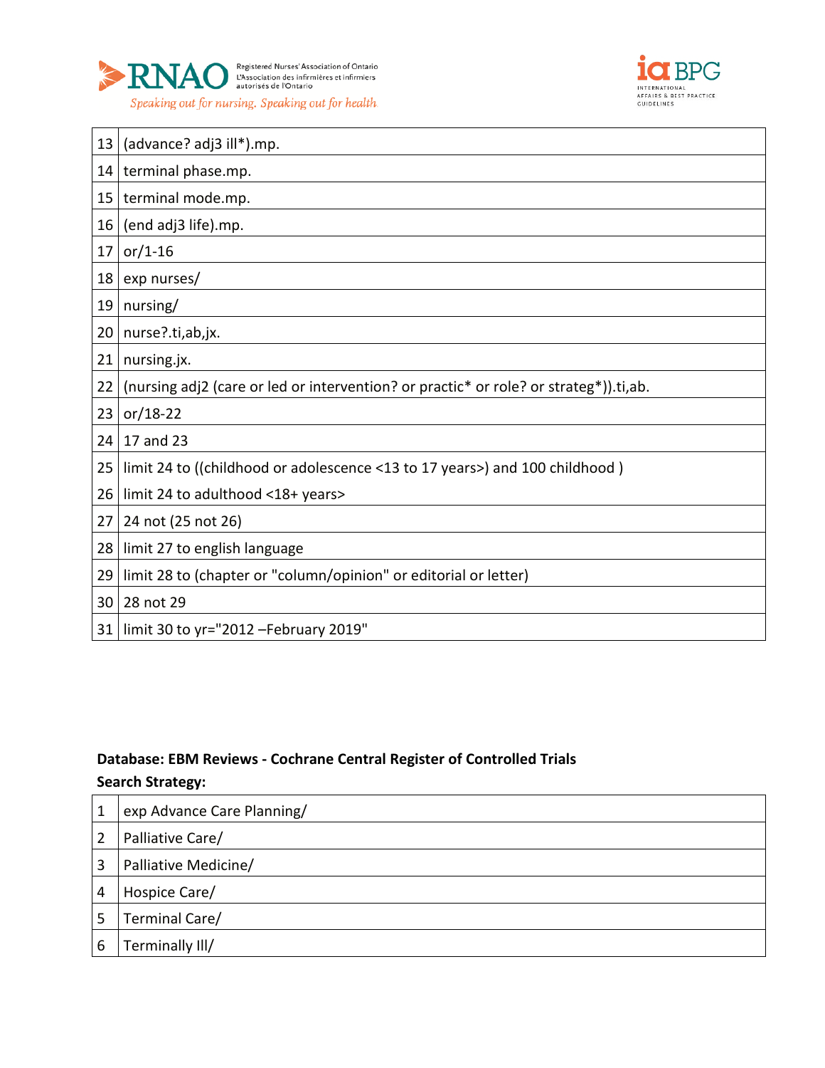| | |
|---|---|
| 13 | (advance? adj3 ill*).mp. |
| 14 | terminal phase.mp. |
| 15 | terminal mode.mp. |
| 16 | (end adj3 life).mp. |
| 17 | or/1-16 |
| 18 | exp nurses/ |
| 19 | nursing/ |
| 20 | nurse?.ti,ab,jx. |
| 21 | nursing.jx. |
| 22 | (nursing adj2 (care or led or intervention? or practic* or role? or strateg*)).ti,ab. |
| 23 | or/18-22 |
| 24 | 17 and 23 |
| 25 | limit 24 to ((childhood or adolescence <13 to 17 years>) and 100 childhood ) |
| 26 | limit 24 to adulthood <18+ years> |
| 27 | 24 not (25 not 26) |
| 28 | limit 27 to english language |
| 29 | limit 28 to (chapter or "column/opinion" or editorial or letter) |
| 30 | 28 not 29 |
| 31 | limit 30 to yr="2012 –February 2019" |

**Database: EBM Reviews - Cochrane Central Register of Controlled Trials**
**Search Strategy:**

| | |
|---|---|
| 1 | exp Advance Care Planning/ |
| 2 | Palliative Care/ |
| 3 | Palliative Medicine/ |
| 4 | Hospice Care/ |
| 5 | Terminal Care/ |
| 6 | Terminally Ill/ |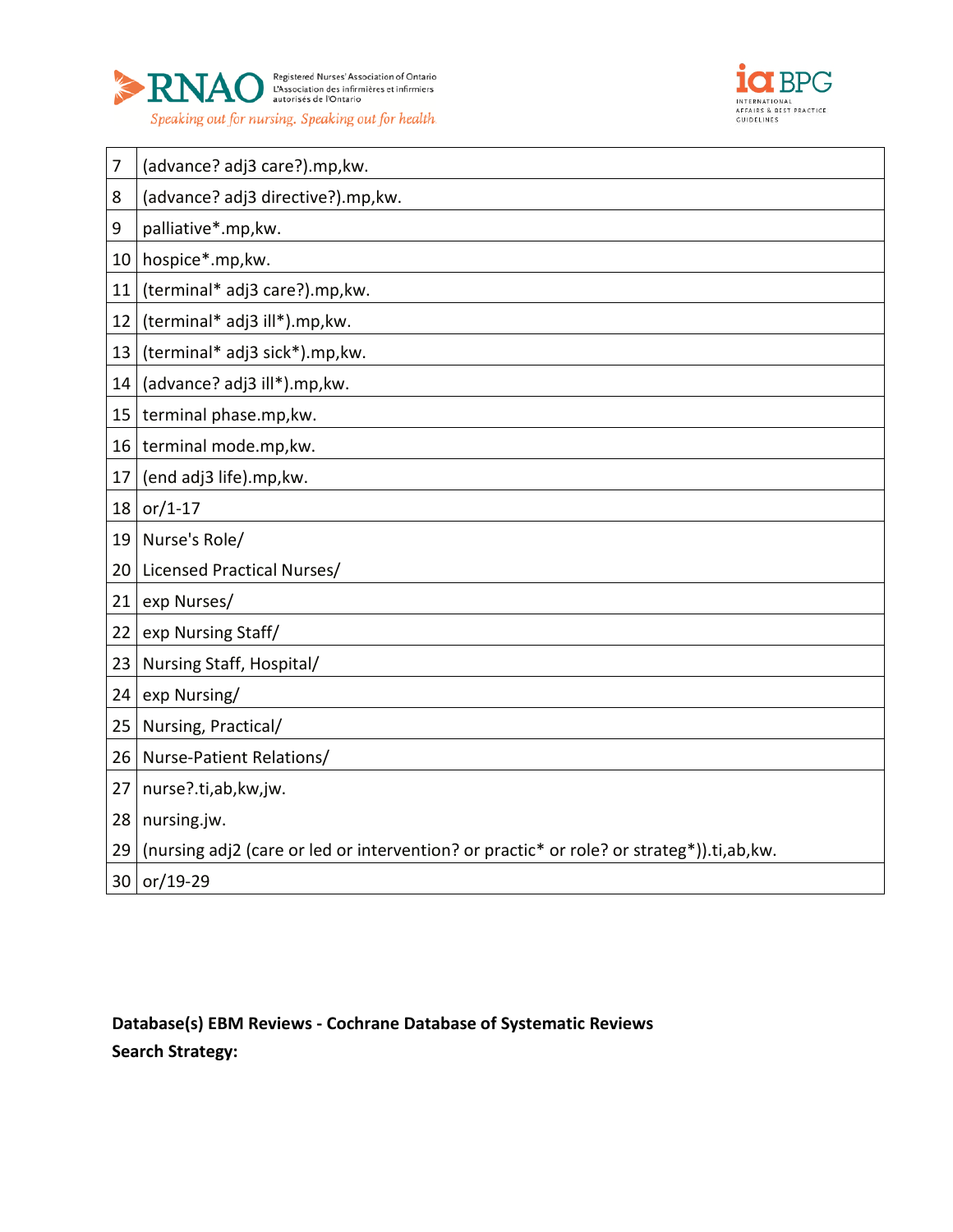| | |
|---|---|
| 7 | (advance? adj3 care?).mp,kw. |
| 8 | (advance? adj3 directive?).mp,kw. |
| 9 | palliative*.mp,kw. |
| 10 | hospice*.mp,kw. |
| 11 | (terminal* adj3 care?).mp,kw. |
| 12 | (terminal* adj3 ill*).mp,kw. |
| 13 | (terminal* adj3 sick*).mp,kw. |
| 14 | (advance? adj3 ill*).mp,kw. |
| 15 | terminal phase.mp,kw. |
| 16 | terminal mode.mp,kw. |
| 17 | (end adj3 life).mp,kw. |
| 18 | or/1-17 |
| 19 | Nurse's Role/ |
| 20 | Licensed Practical Nurses/ |
| 21 | exp Nurses/ |
| 22 | exp Nursing Staff/ |
| 23 | Nursing Staff, Hospital/ |
| 24 | exp Nursing/ |
| 25 | Nursing, Practical/ |
| 26 | Nurse-Patient Relations/ |
| 27 | nurse?.ti,ab,kw,jw. |
| 28 | nursing.jw. |
| 29 | (nursing adj2 (care or led or intervention? or practic* or role? or strateg*)).ti,ab,kw. |
| 30 | or/19-29 |

**Database(s) EBM Reviews - Cochrane Database of Systematic Reviews**

**Search Strategy:**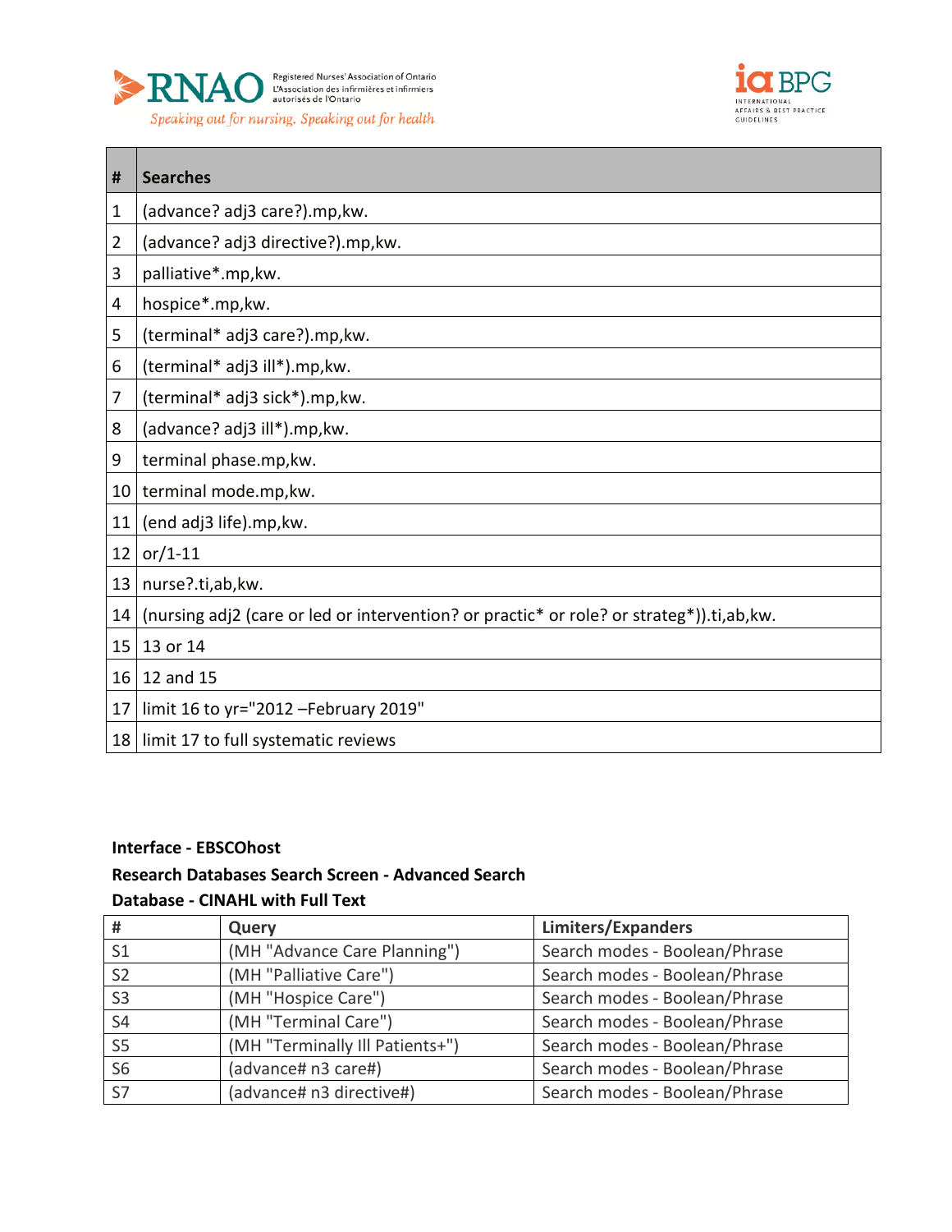| # | Searches |
|---|---|
| 1 | (advance? adj3 care?).mp,kw. |
| 2 | (advance? adj3 directive?).mp,kw. |
| 3 | palliative*.mp,kw. |
| 4 | hospice*.mp,kw. |
| 5 | (terminal* adj3 care?).mp,kw. |
| 6 | (terminal* adj3 ill*).mp,kw. |
| 7 | (terminal* adj3 sick*).mp,kw. |
| 8 | (advance? adj3 ill*).mp,kw. |
| 9 | terminal phase.mp,kw. |
| 10 | terminal mode.mp,kw. |
| 11 | (end adj3 life).mp,kw. |
| 12 | or/1-11 |
| 13 | nurse?.ti,ab,kw. |
| 14 | (nursing adj2 (care or led or intervention? or practic* or role? or strateg*)).ti,ab,kw. |
| 15 | 13 or 14 |
| 16 | 12 and 15 |
| 17 | limit 16 to yr="2012 –February 2019" |
| 18 | limit 17 to full systematic reviews |

**Interface - EBSCOhost**

**Research Databases Search Screen - Advanced Search**

**Database - CINAHL with Full Text**

| # | Query | Limiters/Expanders |
|---|---|---|
| S1 | (MH "Advance Care Planning") | Search modes - Boolean/Phrase |
| S2 | (MH "Palliative Care") | Search modes - Boolean/Phrase |
| S3 | (MH "Hospice Care") | Search modes - Boolean/Phrase |
| S4 | (MH "Terminal Care") | Search modes - Boolean/Phrase |
| S5 | (MH "Terminally Ill Patients+") | Search modes - Boolean/Phrase |
| S6 | (advance# n3 care#) | Search modes - Boolean/Phrase |
| S7 | (advance# n3 directive#) | Search modes - Boolean/Phrase |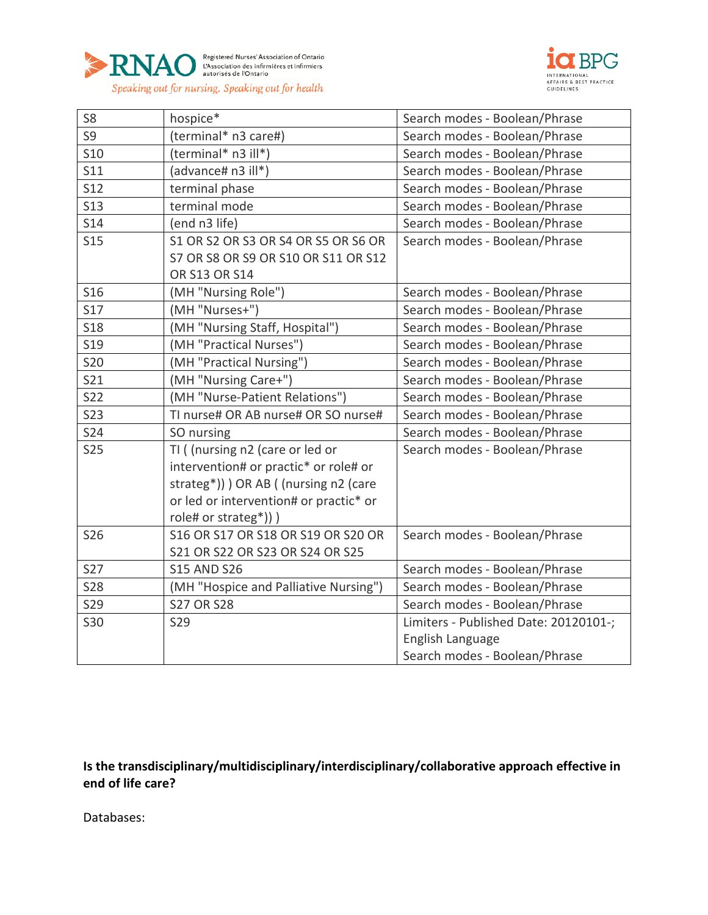| S8 | hospice* | Search modes - Boolean/Phrase |
|---|---|---|
| S9 | (terminal* n3 care#) | Search modes - Boolean/Phrase |
| S10 | (terminal* n3 ill*) | Search modes - Boolean/Phrase |
| S11 | (advance# n3 ill*) | Search modes - Boolean/Phrase |
| S12 | terminal phase | Search modes - Boolean/Phrase |
| S13 | terminal mode | Search modes - Boolean/Phrase |
| S14 | (end n3 life) | Search modes - Boolean/Phrase |
| S15 | S1 OR S2 OR S3 OR S4 OR S5 OR S6 OR S7 OR S8 OR S9 OR S10 OR S11 OR S12 OR S13 OR S14 | Search modes - Boolean/Phrase |
| S16 | (MH "Nursing Role") | Search modes - Boolean/Phrase |
| S17 | (MH "Nurses+") | Search modes - Boolean/Phrase |
| S18 | (MH "Nursing Staff, Hospital") | Search modes - Boolean/Phrase |
| S19 | (MH "Practical Nurses") | Search modes - Boolean/Phrase |
| S20 | (MH "Practical Nursing") | Search modes - Boolean/Phrase |
| S21 | (MH "Nursing Care+") | Search modes - Boolean/Phrase |
| S22 | (MH "Nurse-Patient Relations") | Search modes - Boolean/Phrase |
| S23 | TI nurse# OR AB nurse# OR SO nurse# | Search modes - Boolean/Phrase |
| S24 | SO nursing | Search modes - Boolean/Phrase |
| S25 | TI ( (nursing n2 (care or led or intervention# or practic* or role# or strateg*)) ) OR AB ( (nursing n2 (care or led or intervention# or practic* or role# or strateg*)) ) | Search modes - Boolean/Phrase |
| S26 | S16 OR S17 OR S18 OR S19 OR S20 OR S21 OR S22 OR S23 OR S24 OR S25 | Search modes - Boolean/Phrase |
| S27 | S15 AND S26 | Search modes - Boolean/Phrase |
| S28 | (MH "Hospice and Palliative Nursing") | Search modes - Boolean/Phrase |
| S29 | S27 OR S28 | Search modes - Boolean/Phrase |
| S30 | S29 | Limiters - Published Date: 20120101-; English Language<br>Search modes - Boolean/Phrase |

**Is the transdisciplinary/multidisciplinary/interdisciplinary/collaborative approach effective in end of life care?**

Databases: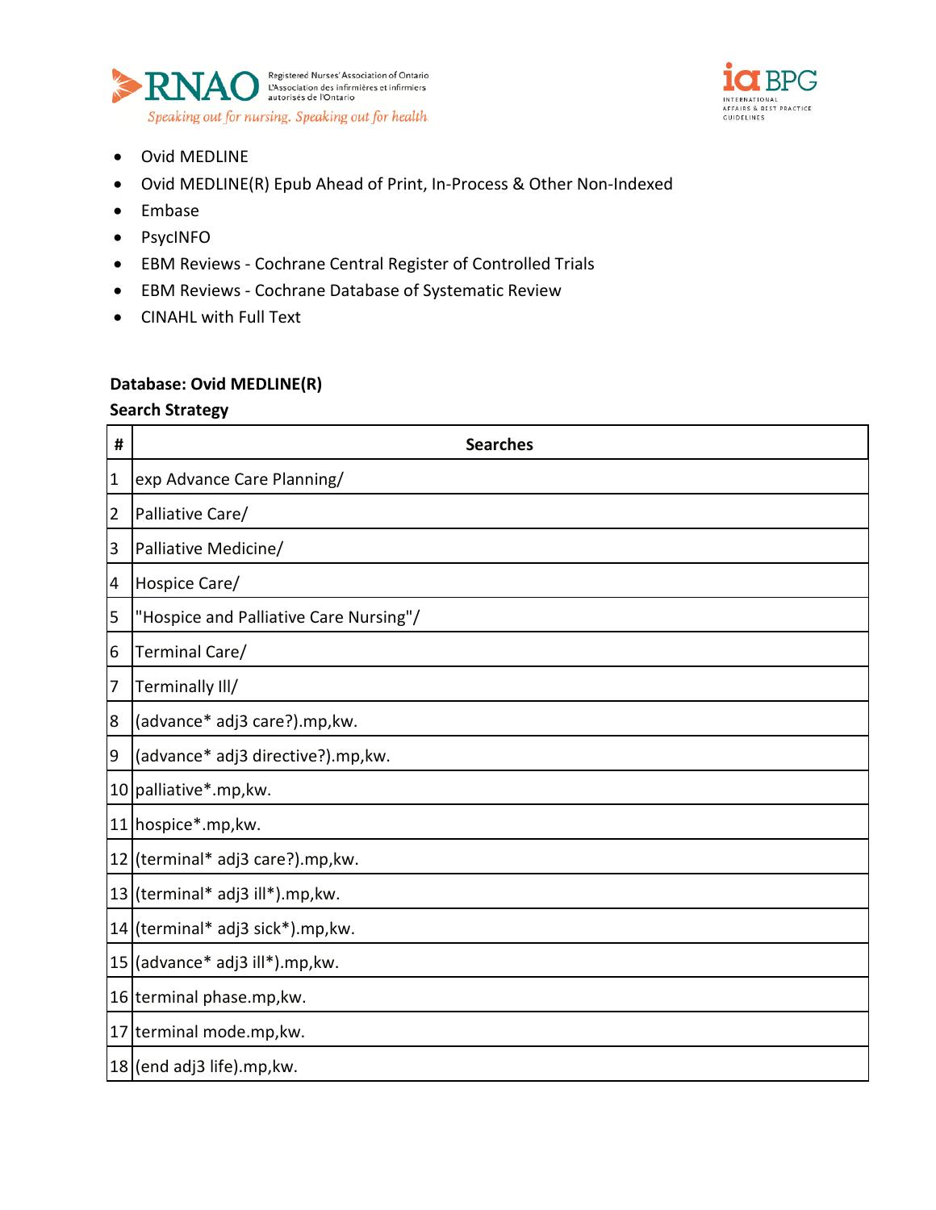- Ovid MEDLINE
- Ovid MEDLINE(R) Epub Ahead of Print, In-Process & Other Non-Indexed
- Embase
- PsycINFO
- EBM Reviews - Cochrane Central Register of Controlled Trials
- EBM Reviews - Cochrane Database of Systematic Review
- CINAHL with Full Text

**Database: Ovid MEDLINE(R)**

**Search Strategy**

| # | Searches |
|---|---|
| 1 | exp Advance Care Planning/ |
| 2 | Palliative Care/ |
| 3 | Palliative Medicine/ |
| 4 | Hospice Care/ |
| 5 | "Hospice and Palliative Care Nursing"/ |
| 6 | Terminal Care/ |
| 7 | Terminally Ill/ |
| 8 | (advance* adj3 care?).mp,kw. |
| 9 | (advance* adj3 directive?).mp,kw. |
| 10 | palliative*.mp,kw. |
| 11 | hospice*.mp,kw. |
| 12 | (terminal* adj3 care?).mp,kw. |
| 13 | (terminal* adj3 ill*).mp,kw. |
| 14 | (terminal* adj3 sick*).mp,kw. |
| 15 | (advance* adj3 ill*).mp,kw. |
| 16 | terminal phase.mp,kw. |
| 17 | terminal mode.mp,kw. |
| 18 | (end adj3 life).mp,kw. |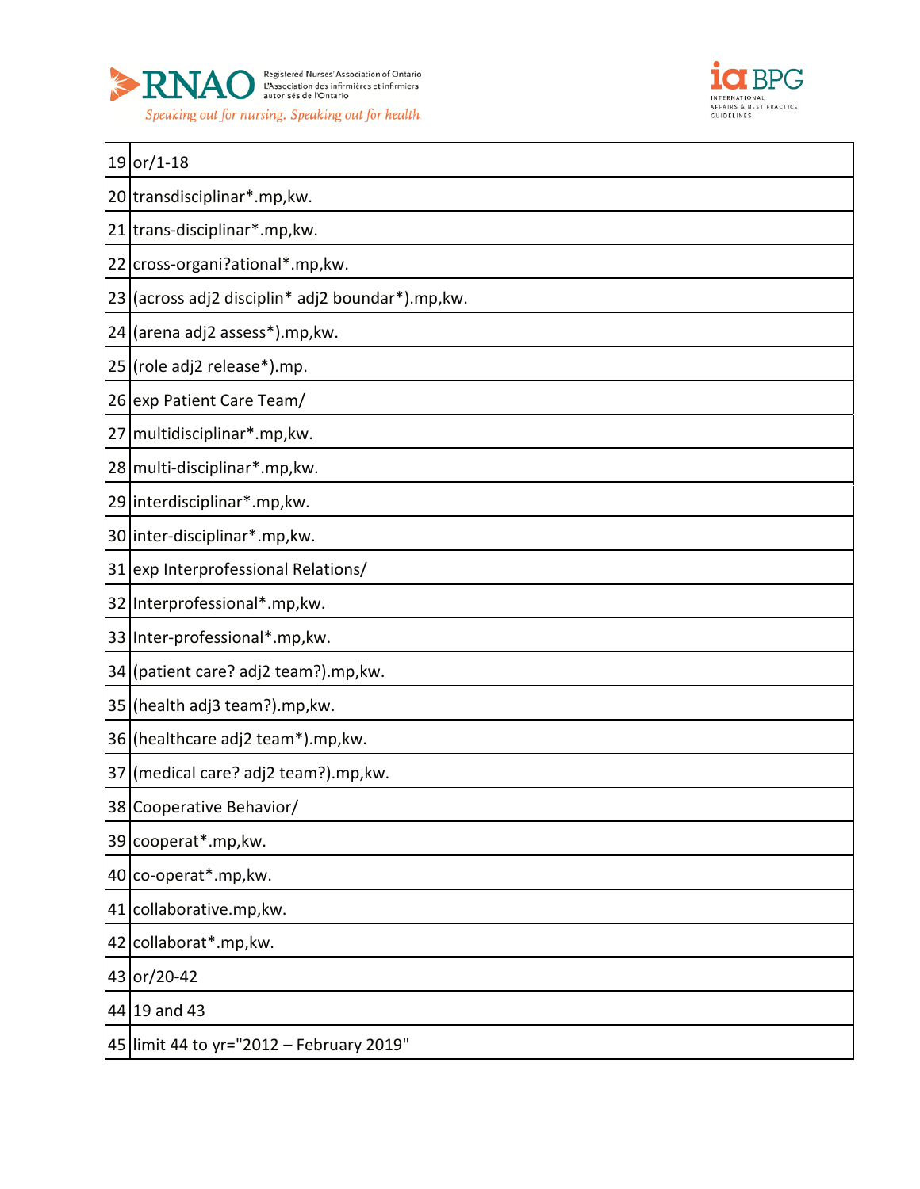| | |
|---|---|
| 19 | or/1-18 |
| 20 | transdisciplinar*.mp,kw. |
| 21 | trans-disciplinar*.mp,kw. |
| 22 | cross-organi?ational*.mp,kw. |
| 23 | (across adj2 disciplin* adj2 boundar*).mp,kw. |
| 24 | (arena adj2 assess*).mp,kw. |
| 25 | (role adj2 release*).mp. |
| 26 | exp Patient Care Team/ |
| 27 | multidisciplinar*.mp,kw. |
| 28 | multi-disciplinar*.mp,kw. |
| 29 | interdisciplinar*.mp,kw. |
| 30 | inter-disciplinar*.mp,kw. |
| 31 | exp Interprofessional Relations/ |
| 32 | Interprofessional*.mp,kw. |
| 33 | Inter-professional*.mp,kw. |
| 34 | (patient care? adj2 team?).mp,kw. |
| 35 | (health adj3 team?).mp,kw. |
| 36 | (healthcare adj2 team*).mp,kw. |
| 37 | (medical care? adj2 team?).mp,kw. |
| 38 | Cooperative Behavior/ |
| 39 | cooperat*.mp,kw. |
| 40 | co-operat*.mp,kw. |
| 41 | collaborative.mp,kw. |
| 42 | collaborat*.mp,kw. |
| 43 | or/20-42 |
| 44 | 19 and 43 |
| 45 | limit 44 to yr="2012 – February 2019" |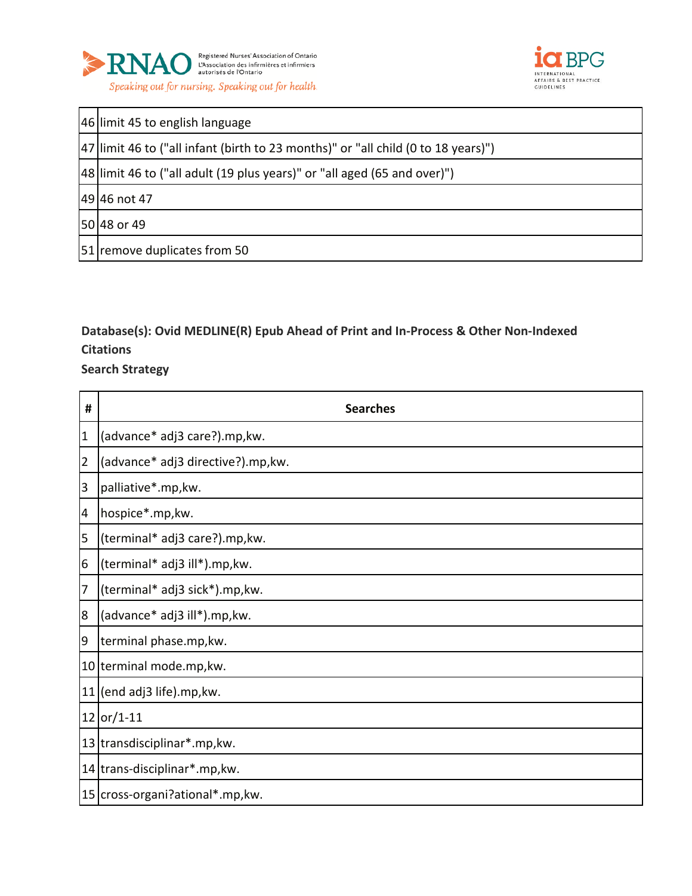| | |
|---|---|
| 46 | limit 45 to english language |
| 47 | limit 46 to ("all infant (birth to 23 months)" or "all child (0 to 18 years)") |
| 48 | limit 46 to ("all adult (19 plus years)" or "all aged (65 and over)") |
| 49 | 46 not 47 |
| 50 | 48 or 49 |
| 51 | remove duplicates from 50 |

**Database(s): Ovid MEDLINE(R) Epub Ahead of Print and In-Process & Other Non-Indexed Citations**

**Search Strategy**

| # | Searches |
|---|---|
| 1 | (advance* adj3 care?).mp,kw. |
| 2 | (advance* adj3 directive?).mp,kw. |
| 3 | palliative*.mp,kw. |
| 4 | hospice*.mp,kw. |
| 5 | (terminal* adj3 care?).mp,kw. |
| 6 | (terminal* adj3 ill*).mp,kw. |
| 7 | (terminal* adj3 sick*).mp,kw. |
| 8 | (advance* adj3 ill*).mp,kw. |
| 9 | terminal phase.mp,kw. |
| 10 | terminal mode.mp,kw. |
| 11 | (end adj3 life).mp,kw. |
| 12 | or/1-11 |
| 13 | transdisciplinar*.mp,kw. |
| 14 | trans-disciplinar*.mp,kw. |
| 15 | cross-organi?ational*.mp,kw. |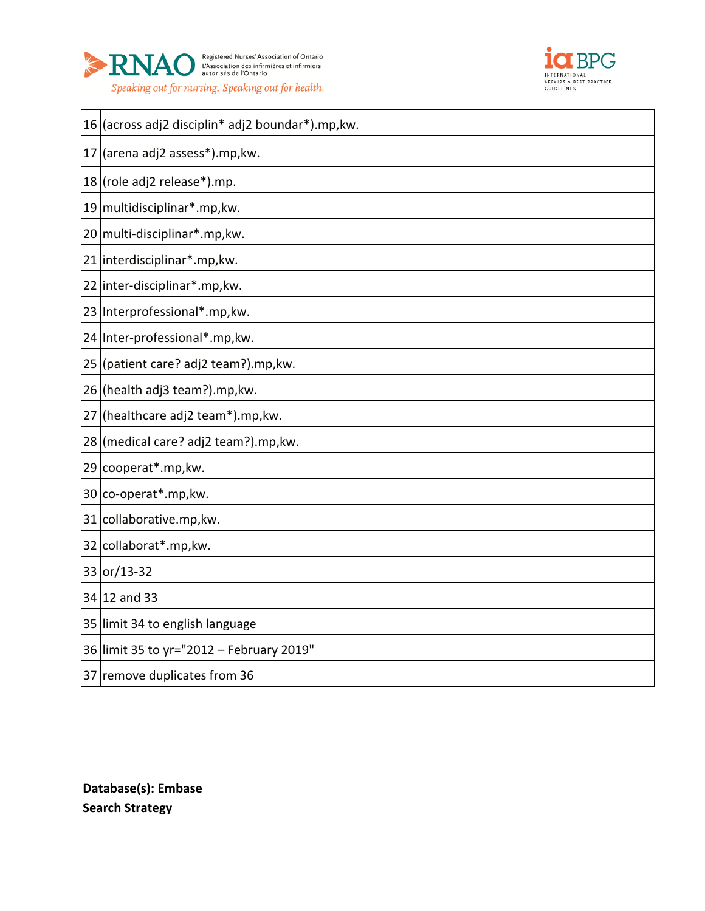| | |
|---|---|
| 16 | (across adj2 disciplin* adj2 boundar*).mp,kw. |
| 17 | (arena adj2 assess*).mp,kw. |
| 18 | (role adj2 release*).mp. |
| 19 | multidisciplinar*.mp,kw. |
| 20 | multi-disciplinar*.mp,kw. |
| 21 | interdisciplinar*.mp,kw. |
| 22 | inter-disciplinar*.mp,kw. |
| 23 | Interprofessional*.mp,kw. |
| 24 | Inter-professional*.mp,kw. |
| 25 | (patient care? adj2 team?).mp,kw. |
| 26 | (health adj3 team?).mp,kw. |
| 27 | (healthcare adj2 team*).mp,kw. |
| 28 | (medical care? adj2 team?).mp,kw. |
| 29 | cooperat*.mp,kw. |
| 30 | co-operat*.mp,kw. |
| 31 | collaborative.mp,kw. |
| 32 | collaborat*.mp,kw. |
| 33 | or/13-32 |
| 34 | 12 and 33 |
| 35 | limit 34 to english language |
| 36 | limit 35 to yr="2012 – February 2019" |
| 37 | remove duplicates from 36 |

**Database(s): Embase**

**Search Strategy**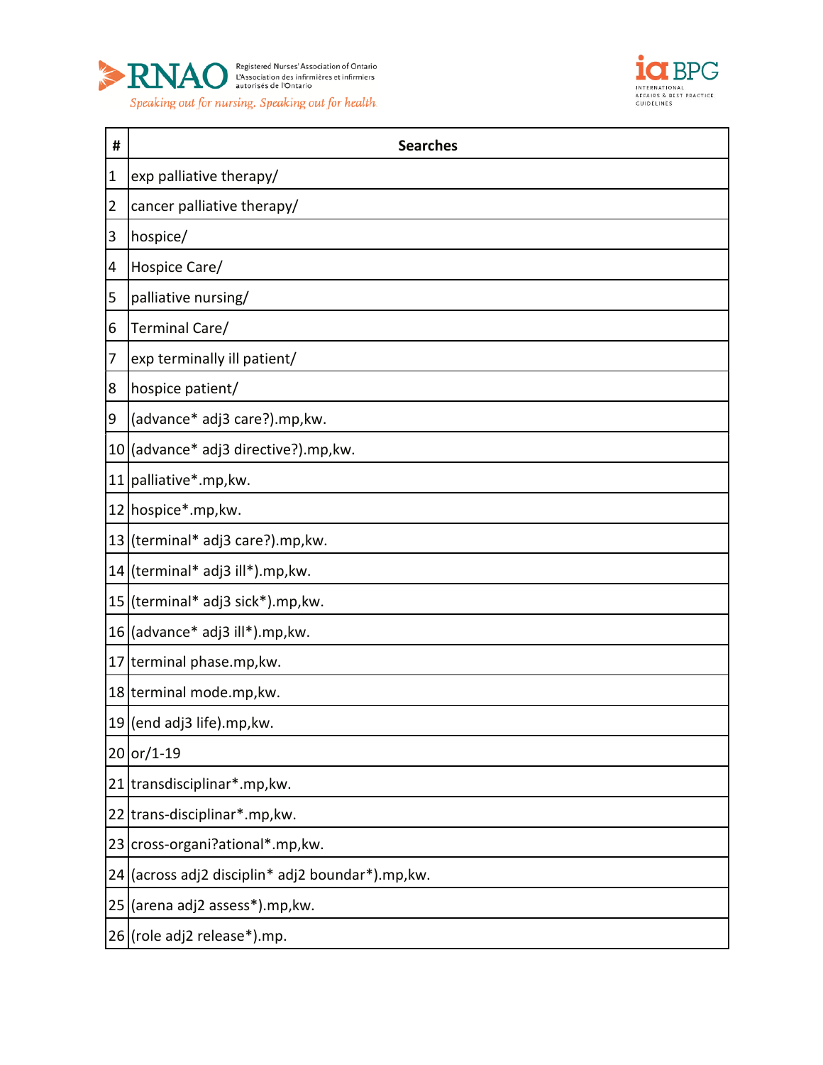| # | Searches |
|---|---|
| 1 | exp palliative therapy/ |
| 2 | cancer palliative therapy/ |
| 3 | hospice/ |
| 4 | Hospice Care/ |
| 5 | palliative nursing/ |
| 6 | Terminal Care/ |
| 7 | exp terminally ill patient/ |
| 8 | hospice patient/ |
| 9 | (advance* adj3 care?).mp,kw. |
| 10 | (advance* adj3 directive?).mp,kw. |
| 11 | palliative*.mp,kw. |
| 12 | hospice*.mp,kw. |
| 13 | (terminal* adj3 care?).mp,kw. |
| 14 | (terminal* adj3 ill*).mp,kw. |
| 15 | (terminal* adj3 sick*).mp,kw. |
| 16 | (advance* adj3 ill*).mp,kw. |
| 17 | terminal phase.mp,kw. |
| 18 | terminal mode.mp,kw. |
| 19 | (end adj3 life).mp,kw. |
| 20 | or/1-19 |
| 21 | transdisciplinar*.mp,kw. |
| 22 | trans-disciplinar*.mp,kw. |
| 23 | cross-organi?ational*.mp,kw. |
| 24 | (across adj2 disciplin* adj2 boundar*).mp,kw. |
| 25 | (arena adj2 assess*).mp,kw. |
| 26 | (role adj2 release*).mp. |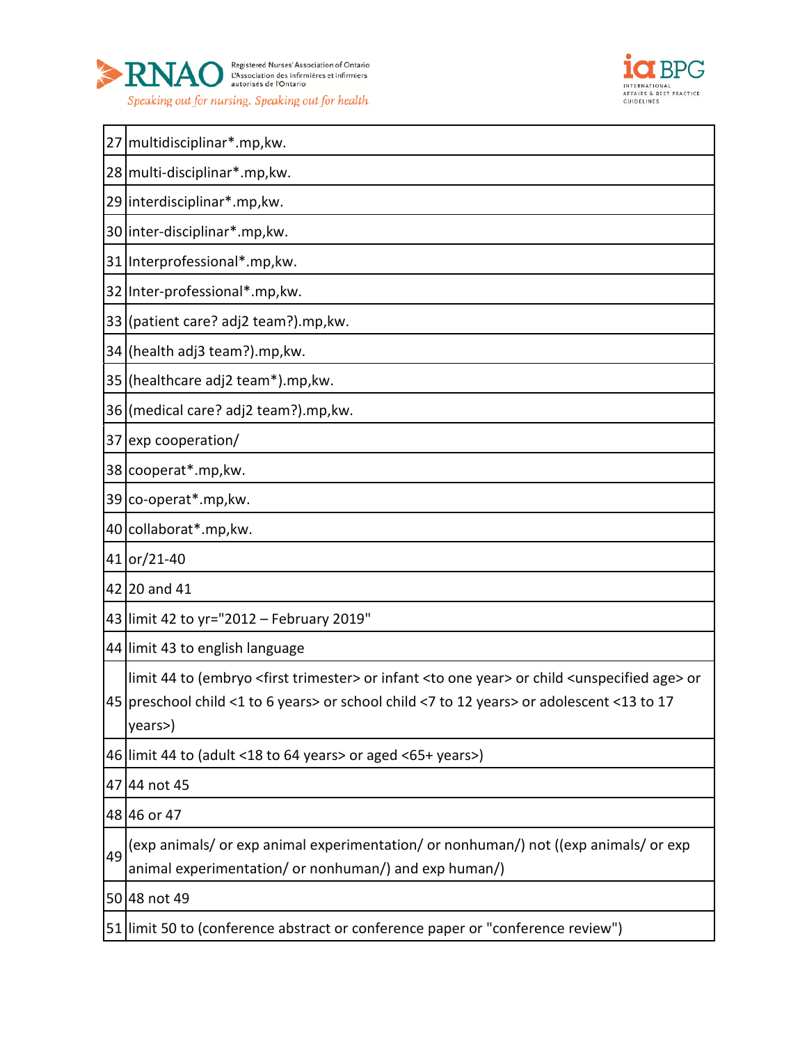| | |
|---|---|
| 27 | multidisciplinar*.mp,kw. |
| 28 | multi-disciplinar*.mp,kw. |
| 29 | interdisciplinar*.mp,kw. |
| 30 | inter-disciplinar*.mp,kw. |
| 31 | Interprofessional*.mp,kw. |
| 32 | Inter-professional*.mp,kw. |
| 33 | (patient care? adj2 team?).mp,kw. |
| 34 | (health adj3 team?).mp,kw. |
| 35 | (healthcare adj2 team*).mp,kw. |
| 36 | (medical care? adj2 team?).mp,kw. |
| 37 | exp cooperation/ |
| 38 | cooperat*.mp,kw. |
| 39 | co-operat*.mp,kw. |
| 40 | collaborat*.mp,kw. |
| 41 | or/21-40 |
| 42 | 20 and 41 |
| 43 | limit 42 to yr="2012 – February 2019" |
| 44 | limit 43 to english language |
| 45 | limit 44 to (embryo <first trimester> or infant <to one year> or child <unspecified age> or preschool child <1 to 6 years> or school child <7 to 12 years> or adolescent <13 to 17 years>) |
| 46 | limit 44 to (adult <18 to 64 years> or aged <65+ years>) |
| 47 | 44 not 45 |
| 48 | 46 or 47 |
| 49 | (exp animals/ or exp animal experimentation/ or nonhuman/) not ((exp animals/ or exp animal experimentation/ or nonhuman/) and exp human/) |
| 50 | 48 not 49 |
| 51 | limit 50 to (conference abstract or conference paper or "conference review") |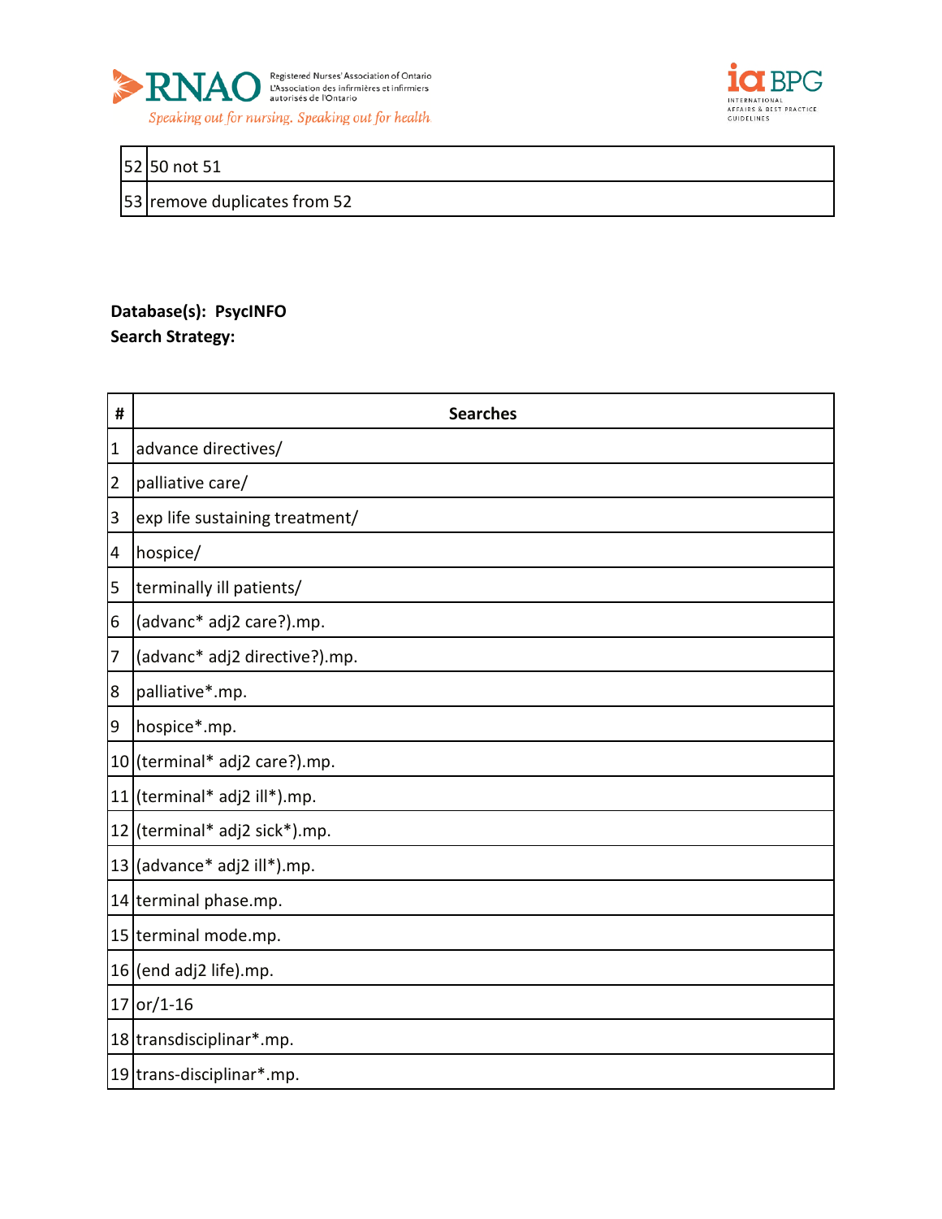| | |
|---|---|
| 52 | 50 not 51 |
| 53 | remove duplicates from 52 |

**Database(s): PsycINFO**
**Search Strategy:**

| # | Searches |
|---|---|
| 1 | advance directives/ |
| 2 | palliative care/ |
| 3 | exp life sustaining treatment/ |
| 4 | hospice/ |
| 5 | terminally ill patients/ |
| 6 | (advanc* adj2 care?).mp. |
| 7 | (advanc* adj2 directive?).mp. |
| 8 | palliative*.mp. |
| 9 | hospice*.mp. |
| 10 | (terminal* adj2 care?).mp. |
| 11 | (terminal* adj2 ill*).mp. |
| 12 | (terminal* adj2 sick*).mp. |
| 13 | (advance* adj2 ill*).mp. |
| 14 | terminal phase.mp. |
| 15 | terminal mode.mp. |
| 16 | (end adj2 life).mp. |
| 17 | or/1-16 |
| 18 | transdisciplinar*.mp. |
| 19 | trans-disciplinar*.mp. |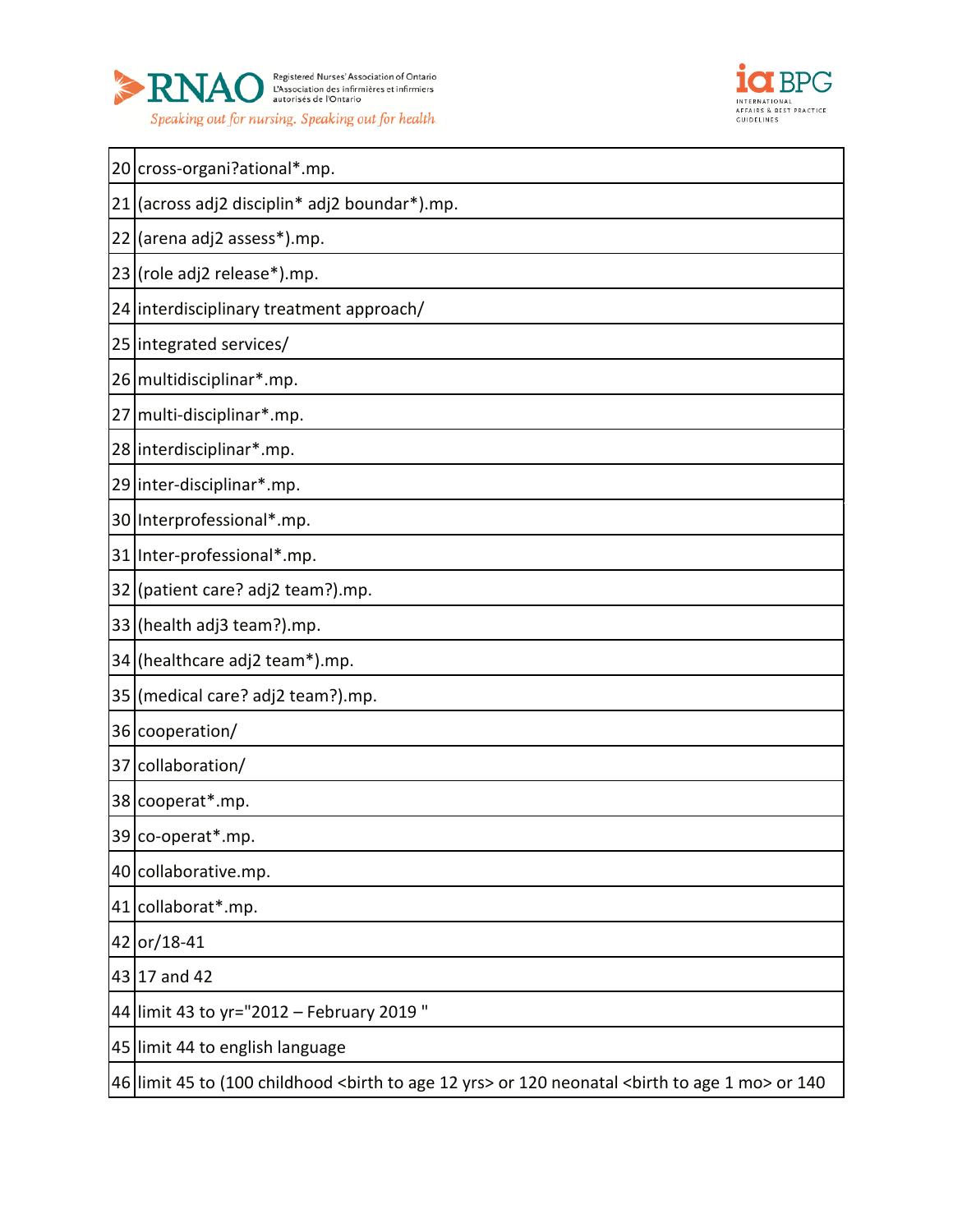| | |
|---|---|
| 20 | cross-organi?ational*.mp. |
| 21 | (across adj2 disciplin* adj2 boundar*).mp. |
| 22 | (arena adj2 assess*).mp. |
| 23 | (role adj2 release*).mp. |
| 24 | interdisciplinary treatment approach/ |
| 25 | integrated services/ |
| 26 | multidisciplinar*.mp. |
| 27 | multi-disciplinar*.mp. |
| 28 | interdisciplinar*.mp. |
| 29 | inter-disciplinar*.mp. |
| 30 | Interprofessional*.mp. |
| 31 | Inter-professional*.mp. |
| 32 | (patient care? adj2 team?).mp. |
| 33 | (health adj3 team?).mp. |
| 34 | (healthcare adj2 team*).mp. |
| 35 | (medical care? adj2 team?).mp. |
| 36 | cooperation/ |
| 37 | collaboration/ |
| 38 | cooperat*.mp. |
| 39 | co-operat*.mp. |
| 40 | collaborative.mp. |
| 41 | collaborat*.mp. |
| 42 | or/18-41 |
| 43 | 17 and 42 |
| 44 | limit 43 to yr="2012 – February 2019 " |
| 45 | limit 44 to english language |
| 46 | limit 45 to (100 childhood <birth to age 12 yrs> or 120 neonatal <birth to age 1 mo> or 140 |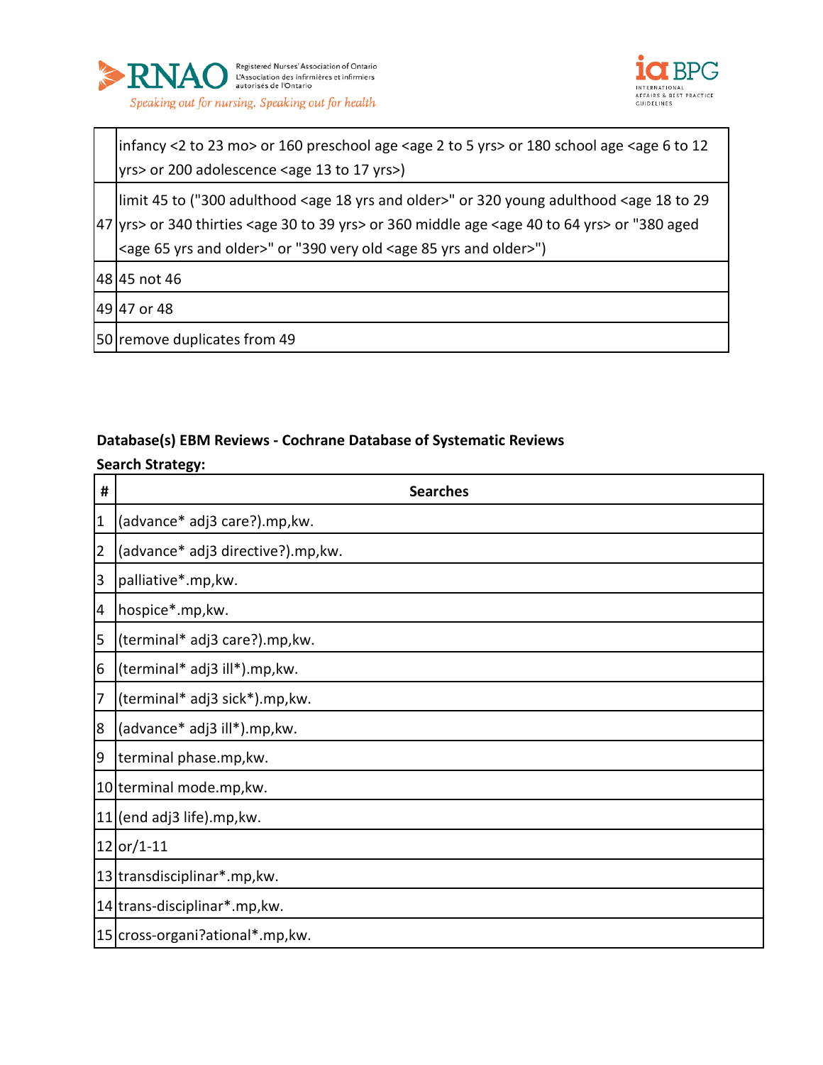|  |  |
|---|---|
|  | infancy <2 to 23 mo> or 160 preschool age <age 2 to 5 yrs> or 180 school age <age 6 to 12 yrs> or 200 adolescence <age 13 to 17 yrs>) |
| 47 | limit 45 to ("300 adulthood <age 18 yrs and older>" or 320 young adulthood <age 18 to 29 yrs> or 340 thirties <age 30 to 39 yrs> or 360 middle age <age 40 to 64 yrs> or "380 aged <age 65 yrs and older>" or "390 very old <age 85 yrs and older>") |
| 48 | 45 not 46 |
| 49 | 47 or 48 |
| 50 | remove duplicates from 49 |

**Database(s) EBM Reviews - Cochrane Database of Systematic Reviews**

**Search Strategy:**

| # | Searches |
|---|---|
| 1 | (advance* adj3 care?).mp,kw. |
| 2 | (advance* adj3 directive?).mp,kw. |
| 3 | palliative*.mp,kw. |
| 4 | hospice*.mp,kw. |
| 5 | (terminal* adj3 care?).mp,kw. |
| 6 | (terminal* adj3 ill*).mp,kw. |
| 7 | (terminal* adj3 sick*).mp,kw. |
| 8 | (advance* adj3 ill*).mp,kw. |
| 9 | terminal phase.mp,kw. |
| 10 | terminal mode.mp,kw. |
| 11 | (end adj3 life).mp,kw. |
| 12 | or/1-11 |
| 13 | transdisciplinar*.mp,kw. |
| 14 | trans-disciplinar*.mp,kw. |
| 15 | cross-organi?ational*.mp,kw. |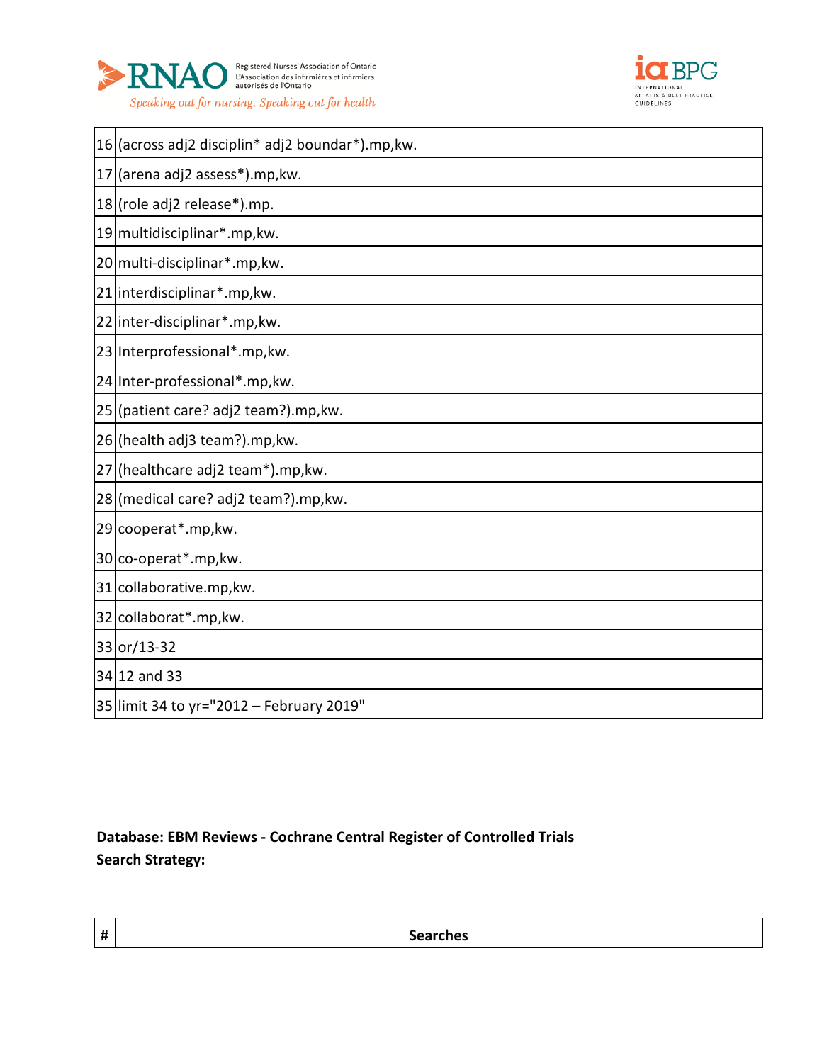| | |
|---|---|
| 16 | (across adj2 disciplin* adj2 boundar*).mp,kw. |
| 17 | (arena adj2 assess*).mp,kw. |
| 18 | (role adj2 release*).mp. |
| 19 | multidisciplinar*.mp,kw. |
| 20 | multi-disciplinar*.mp,kw. |
| 21 | interdisciplinar*.mp,kw. |
| 22 | inter-disciplinar*.mp,kw. |
| 23 | Interprofessional*.mp,kw. |
| 24 | Inter-professional*.mp,kw. |
| 25 | (patient care? adj2 team?).mp,kw. |
| 26 | (health adj3 team?).mp,kw. |
| 27 | (healthcare adj2 team*).mp,kw. |
| 28 | (medical care? adj2 team?).mp,kw. |
| 29 | cooperat*.mp,kw. |
| 30 | co-operat*.mp,kw. |
| 31 | collaborative.mp,kw. |
| 32 | collaborat*.mp,kw. |
| 33 | or/13-32 |
| 34 | 12 and 33 |
| 35 | limit 34 to yr="2012 – February 2019" |

**Database: EBM Reviews - Cochrane Central Register of Controlled Trials**
**Search Strategy:**

| # | Searches |
|---|---|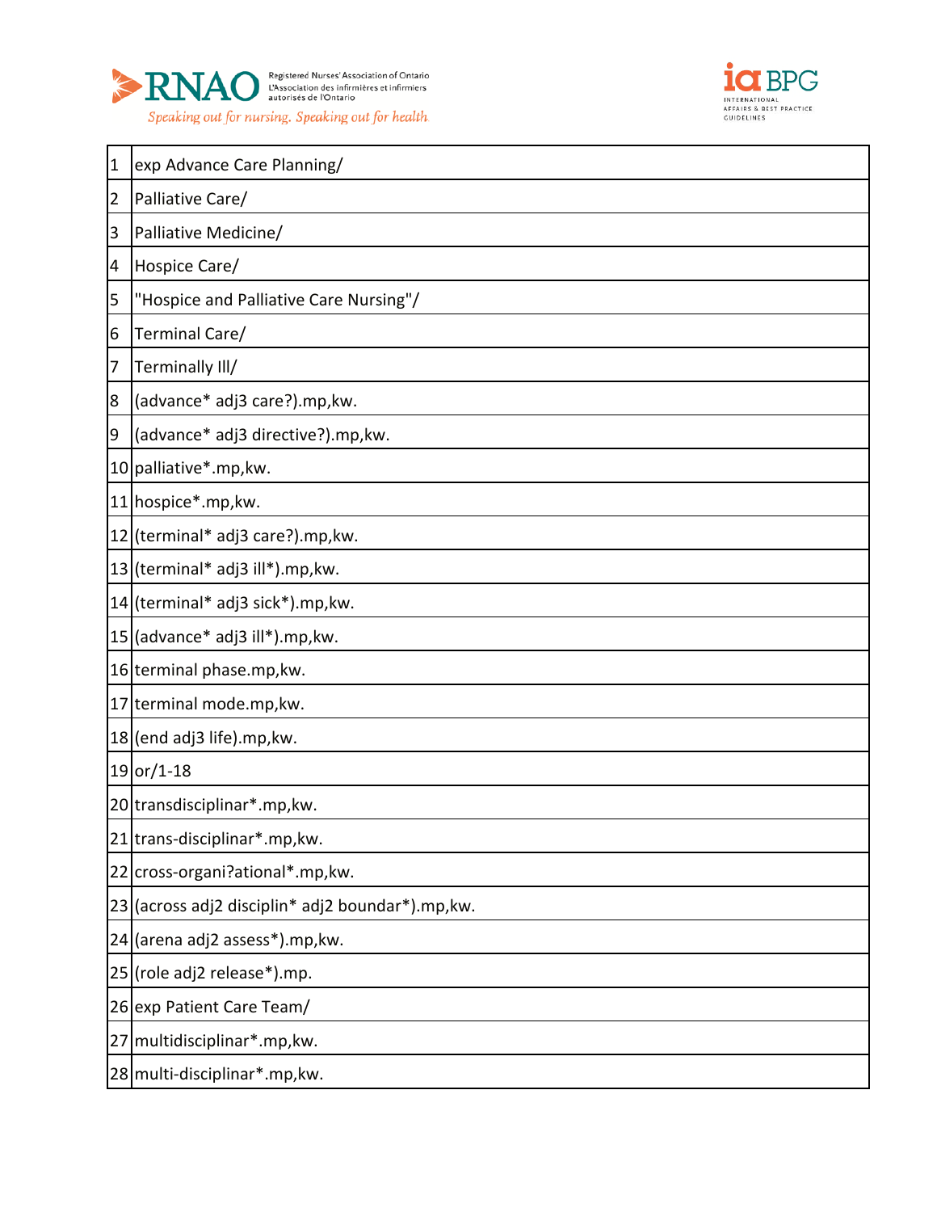| | |
|---|---|
| 1 | exp Advance Care Planning/ |
| 2 | Palliative Care/ |
| 3 | Palliative Medicine/ |
| 4 | Hospice Care/ |
| 5 | "Hospice and Palliative Care Nursing"/ |
| 6 | Terminal Care/ |
| 7 | Terminally Ill/ |
| 8 | (advance* adj3 care?).mp,kw. |
| 9 | (advance* adj3 directive?).mp,kw. |
| 10 | palliative*.mp,kw. |
| 11 | hospice*.mp,kw. |
| 12 | (terminal* adj3 care?).mp,kw. |
| 13 | (terminal* adj3 ill*).mp,kw. |
| 14 | (terminal* adj3 sick*).mp,kw. |
| 15 | (advance* adj3 ill*).mp,kw. |
| 16 | terminal phase.mp,kw. |
| 17 | terminal mode.mp,kw. |
| 18 | (end adj3 life).mp,kw. |
| 19 | or/1-18 |
| 20 | transdisciplinar*.mp,kw. |
| 21 | trans-disciplinar*.mp,kw. |
| 22 | cross-organi?ational*.mp,kw. |
| 23 | (across adj2 disciplin* adj2 boundar*).mp,kw. |
| 24 | (arena adj2 assess*).mp,kw. |
| 25 | (role adj2 release*).mp. |
| 26 | exp Patient Care Team/ |
| 27 | multidisciplinar*.mp,kw. |
| 28 | multi-disciplinar*.mp,kw. |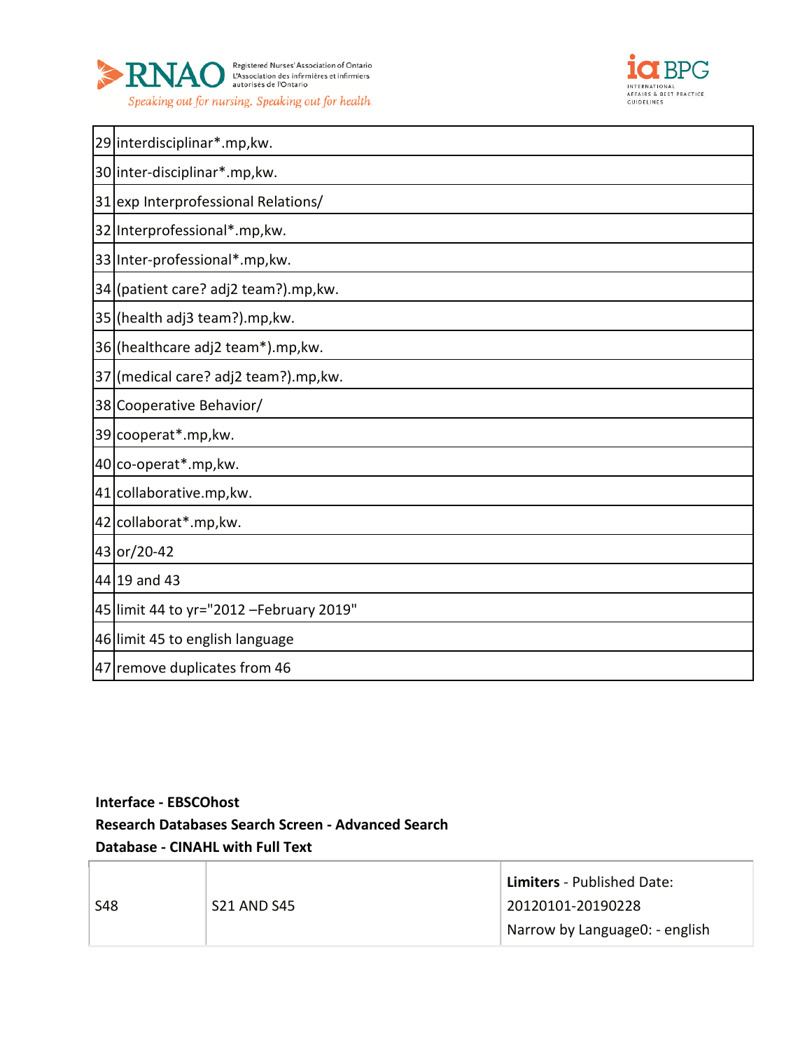| | |
|---|---|
| 29 | interdisciplinar*.mp,kw. |
| 30 | inter-disciplinar*.mp,kw. |
| 31 | exp Interprofessional Relations/ |
| 32 | Interprofessional*.mp,kw. |
| 33 | Inter-professional*.mp,kw. |
| 34 | (patient care? adj2 team?).mp,kw. |
| 35 | (health adj3 team?).mp,kw. |
| 36 | (healthcare adj2 team*).mp,kw. |
| 37 | (medical care? adj2 team?).mp,kw. |
| 38 | Cooperative Behavior/ |
| 39 | cooperat*.mp,kw. |
| 40 | co-operat*.mp,kw. |
| 41 | collaborative.mp,kw. |
| 42 | collaborat*.mp,kw. |
| 43 | or/20-42 |
| 44 | 19 and 43 |
| 45 | limit 44 to yr="2012 –February 2019" |
| 46 | limit 45 to english language |
| 47 | remove duplicates from 46 |

**Interface - EBSCOhost**
**Research Databases Search Screen - Advanced Search**
**Database - CINAHL with Full Text**

| | | |
|---|---|---|
| S48 | S21 AND S45 | **Limiters** - Published Date: 20120101-20190228<br>Narrow by Language0: - english |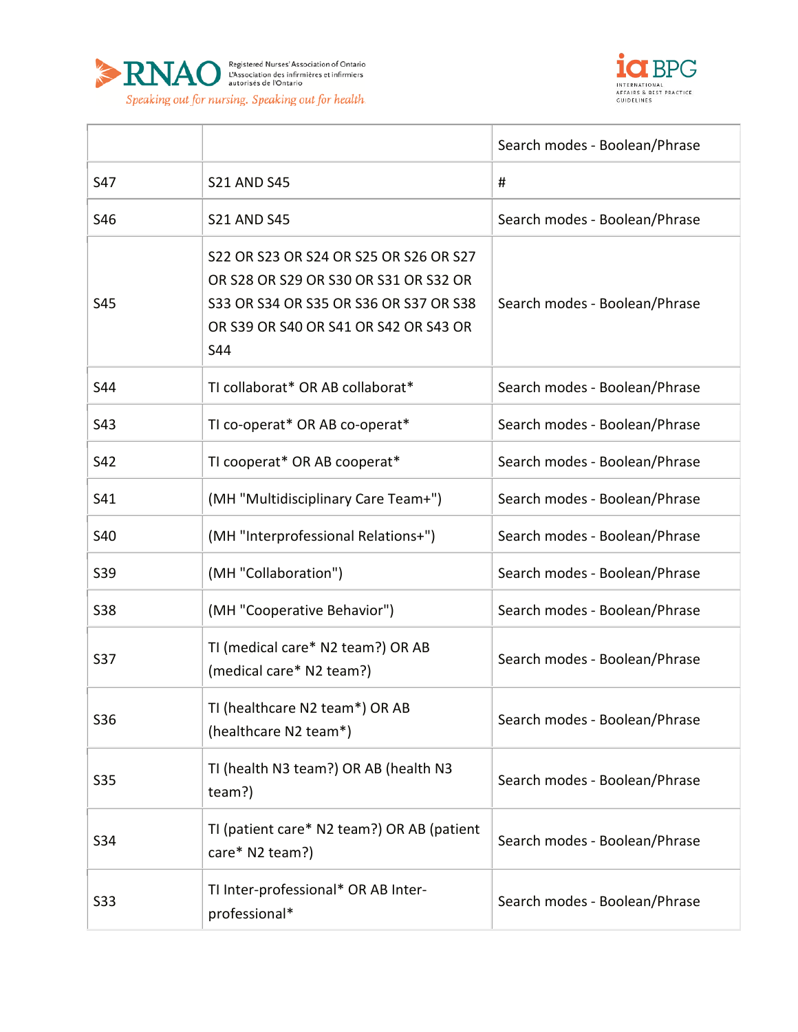| | | Search modes - Boolean/Phrase |
|---|---|---|
| S47 | S21 AND S45 | # |
| S46 | S21 AND S45 | Search modes - Boolean/Phrase |
| S45 | S22 OR S23 OR S24 OR S25 OR S26 OR S27 OR S28 OR S29 OR S30 OR S31 OR S32 OR S33 OR S34 OR S35 OR S36 OR S37 OR S38 OR S39 OR S40 OR S41 OR S42 OR S43 OR S44 | Search modes - Boolean/Phrase |
| S44 | TI collaborat* OR AB collaborat* | Search modes - Boolean/Phrase |
| S43 | TI co-operat* OR AB co-operat* | Search modes - Boolean/Phrase |
| S42 | TI cooperat* OR AB cooperat* | Search modes - Boolean/Phrase |
| S41 | (MH "Multidisciplinary Care Team+") | Search modes - Boolean/Phrase |
| S40 | (MH "Interprofessional Relations+") | Search modes - Boolean/Phrase |
| S39 | (MH "Collaboration") | Search modes - Boolean/Phrase |
| S38 | (MH "Cooperative Behavior") | Search modes - Boolean/Phrase |
| S37 | TI (medical care* N2 team?) OR AB (medical care* N2 team?) | Search modes - Boolean/Phrase |
| S36 | TI (healthcare N2 team*) OR AB (healthcare N2 team*) | Search modes - Boolean/Phrase |
| S35 | TI (health N3 team?) OR AB (health N3 team?) | Search modes - Boolean/Phrase |
| S34 | TI (patient care* N2 team?) OR AB (patient care* N2 team?) | Search modes - Boolean/Phrase |
| S33 | TI Inter-professional* OR AB Inter-professional* | Search modes - Boolean/Phrase |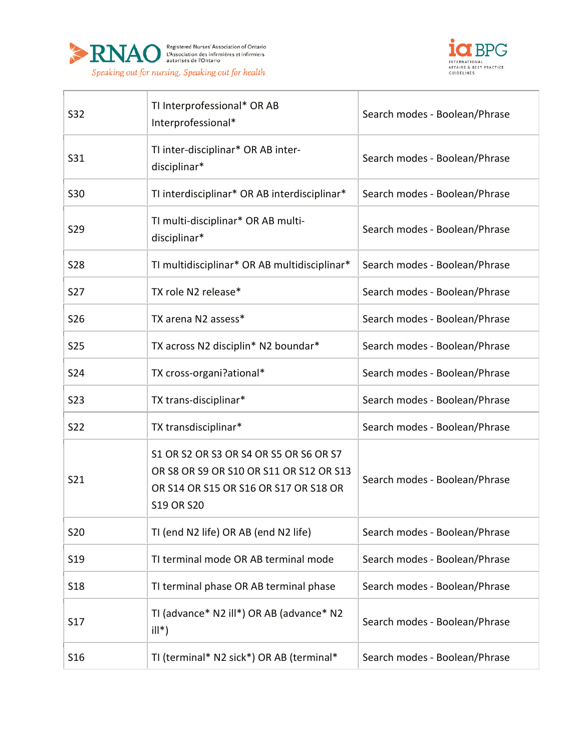| | | |
|---|---|---|
| S32 | TI Interprofessional* OR AB Interprofessional* | Search modes - Boolean/Phrase |
| S31 | TI inter-disciplinar* OR AB inter-disciplinar* | Search modes - Boolean/Phrase |
| S30 | TI interdisciplinar* OR AB interdisciplinar* | Search modes - Boolean/Phrase |
| S29 | TI multi-disciplinar* OR AB multi-disciplinar* | Search modes - Boolean/Phrase |
| S28 | TI multidisciplinar* OR AB multidisciplinar* | Search modes - Boolean/Phrase |
| S27 | TX role N2 release* | Search modes - Boolean/Phrase |
| S26 | TX arena N2 assess* | Search modes - Boolean/Phrase |
| S25 | TX across N2 disciplin* N2 boundar* | Search modes - Boolean/Phrase |
| S24 | TX cross-organi?ational* | Search modes - Boolean/Phrase |
| S23 | TX trans-disciplinar* | Search modes - Boolean/Phrase |
| S22 | TX transdisciplinar* | Search modes - Boolean/Phrase |
| S21 | S1 OR S2 OR S3 OR S4 OR S5 OR S6 OR S7 OR S8 OR S9 OR S10 OR S11 OR S12 OR S13 OR S14 OR S15 OR S16 OR S17 OR S18 OR S19 OR S20 | Search modes - Boolean/Phrase |
| S20 | TI (end N2 life) OR AB (end N2 life) | Search modes - Boolean/Phrase |
| S19 | TI terminal mode OR AB terminal mode | Search modes - Boolean/Phrase |
| S18 | TI terminal phase OR AB terminal phase | Search modes - Boolean/Phrase |
| S17 | TI (advance* N2 ill*) OR AB (advance* N2 ill*) | Search modes - Boolean/Phrase |
| S16 | TI (terminal* N2 sick*) OR AB (terminal* | Search modes - Boolean/Phrase |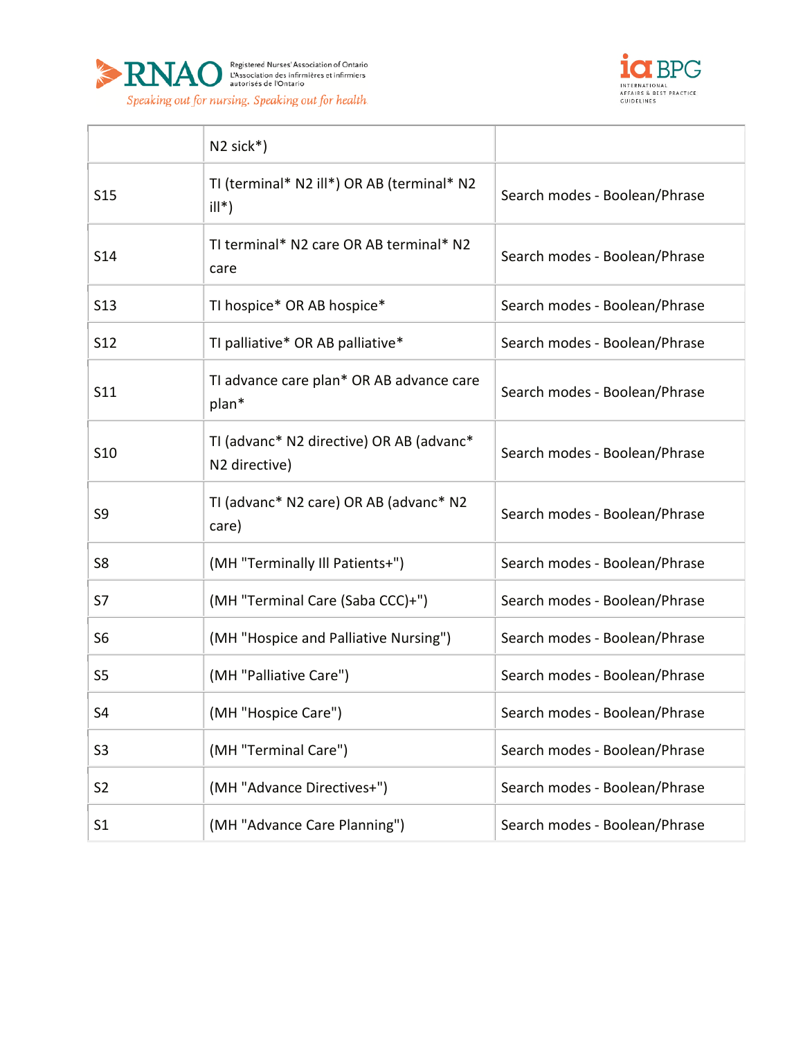| | | |
|---|---|---|
| | N2 sick*) | |
| S15 | TI (terminal* N2 ill*) OR AB (terminal* N2 ill*) | Search modes - Boolean/Phrase |
| S14 | TI terminal* N2 care OR AB terminal* N2 care | Search modes - Boolean/Phrase |
| S13 | TI hospice* OR AB hospice* | Search modes - Boolean/Phrase |
| S12 | TI palliative* OR AB palliative* | Search modes - Boolean/Phrase |
| S11 | TI advance care plan* OR AB advance care plan* | Search modes - Boolean/Phrase |
| S10 | TI (advanc* N2 directive) OR AB (advanc* N2 directive) | Search modes - Boolean/Phrase |
| S9 | TI (advanc* N2 care) OR AB (advanc* N2 care) | Search modes - Boolean/Phrase |
| S8 | (MH "Terminally Ill Patients+") | Search modes - Boolean/Phrase |
| S7 | (MH "Terminal Care (Saba CCC)+") | Search modes - Boolean/Phrase |
| S6 | (MH "Hospice and Palliative Nursing") | Search modes - Boolean/Phrase |
| S5 | (MH "Palliative Care") | Search modes - Boolean/Phrase |
| S4 | (MH "Hospice Care") | Search modes - Boolean/Phrase |
| S3 | (MH "Terminal Care") | Search modes - Boolean/Phrase |
| S2 | (MH "Advance Directives+") | Search modes - Boolean/Phrase |
| S1 | (MH "Advance Care Planning") | Search modes - Boolean/Phrase |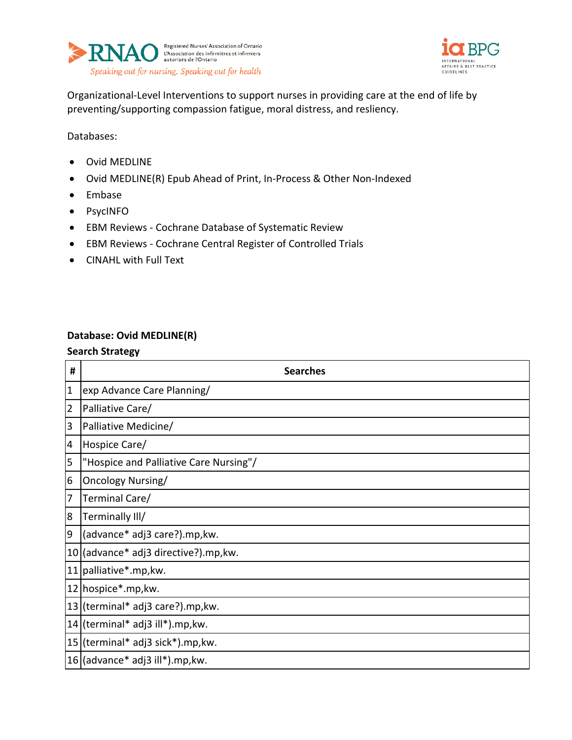Organizational-Level Interventions to support nurses in providing care at the end of life by preventing/supporting compassion fatigue, moral distress, and resliency.

Databases:

- Ovid MEDLINE
- Ovid MEDLINE(R) Epub Ahead of Print, In-Process & Other Non-Indexed
- Embase
- PsycINFO
- EBM Reviews - Cochrane Database of Systematic Review
- EBM Reviews - Cochrane Central Register of Controlled Trials
- CINAHL with Full Text

**Database: Ovid MEDLINE(R)**

**Search Strategy**

| # | Searches |
|---|---|
| 1 | exp Advance Care Planning/ |
| 2 | Palliative Care/ |
| 3 | Palliative Medicine/ |
| 4 | Hospice Care/ |
| 5 | "Hospice and Palliative Care Nursing"/ |
| 6 | Oncology Nursing/ |
| 7 | Terminal Care/ |
| 8 | Terminally Ill/ |
| 9 | (advance* adj3 care?).mp,kw. |
| 10 | (advance* adj3 directive?).mp,kw. |
| 11 | palliative*.mp,kw. |
| 12 | hospice*.mp,kw. |
| 13 | (terminal* adj3 care?).mp,kw. |
| 14 | (terminal* adj3 ill*).mp,kw. |
| 15 | (terminal* adj3 sick*).mp,kw. |
| 16 | (advance* adj3 ill*).mp,kw. |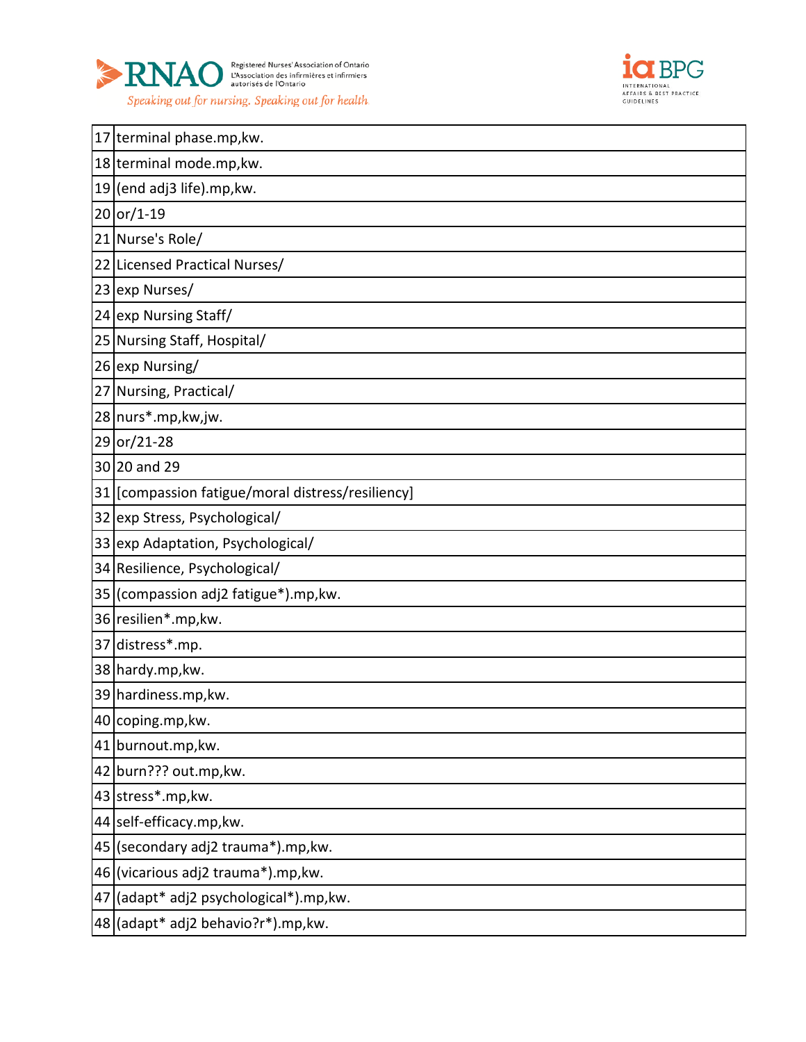| | |
|---|---|
| 17 | terminal phase.mp,kw. |
| 18 | terminal mode.mp,kw. |
| 19 | (end adj3 life).mp,kw. |
| 20 | or/1-19 |
| 21 | Nurse's Role/ |
| 22 | Licensed Practical Nurses/ |
| 23 | exp Nurses/ |
| 24 | exp Nursing Staff/ |
| 25 | Nursing Staff, Hospital/ |
| 26 | exp Nursing/ |
| 27 | Nursing, Practical/ |
| 28 | nurs*.mp,kw,jw. |
| 29 | or/21-28 |
| 30 | 20 and 29 |
| 31 | [compassion fatigue/moral distress/resiliency] |
| 32 | exp Stress, Psychological/ |
| 33 | exp Adaptation, Psychological/ |
| 34 | Resilience, Psychological/ |
| 35 | (compassion adj2 fatigue*).mp,kw. |
| 36 | resilien*.mp,kw. |
| 37 | distress*.mp. |
| 38 | hardy.mp,kw. |
| 39 | hardiness.mp,kw. |
| 40 | coping.mp,kw. |
| 41 | burnout.mp,kw. |
| 42 | burn??? out.mp,kw. |
| 43 | stress*.mp,kw. |
| 44 | self-efficacy.mp,kw. |
| 45 | (secondary adj2 trauma*).mp,kw. |
| 46 | (vicarious adj2 trauma*).mp,kw. |
| 47 | (adapt* adj2 psychological*).mp,kw. |
| 48 | (adapt* adj2 behavio?r*).mp,kw. |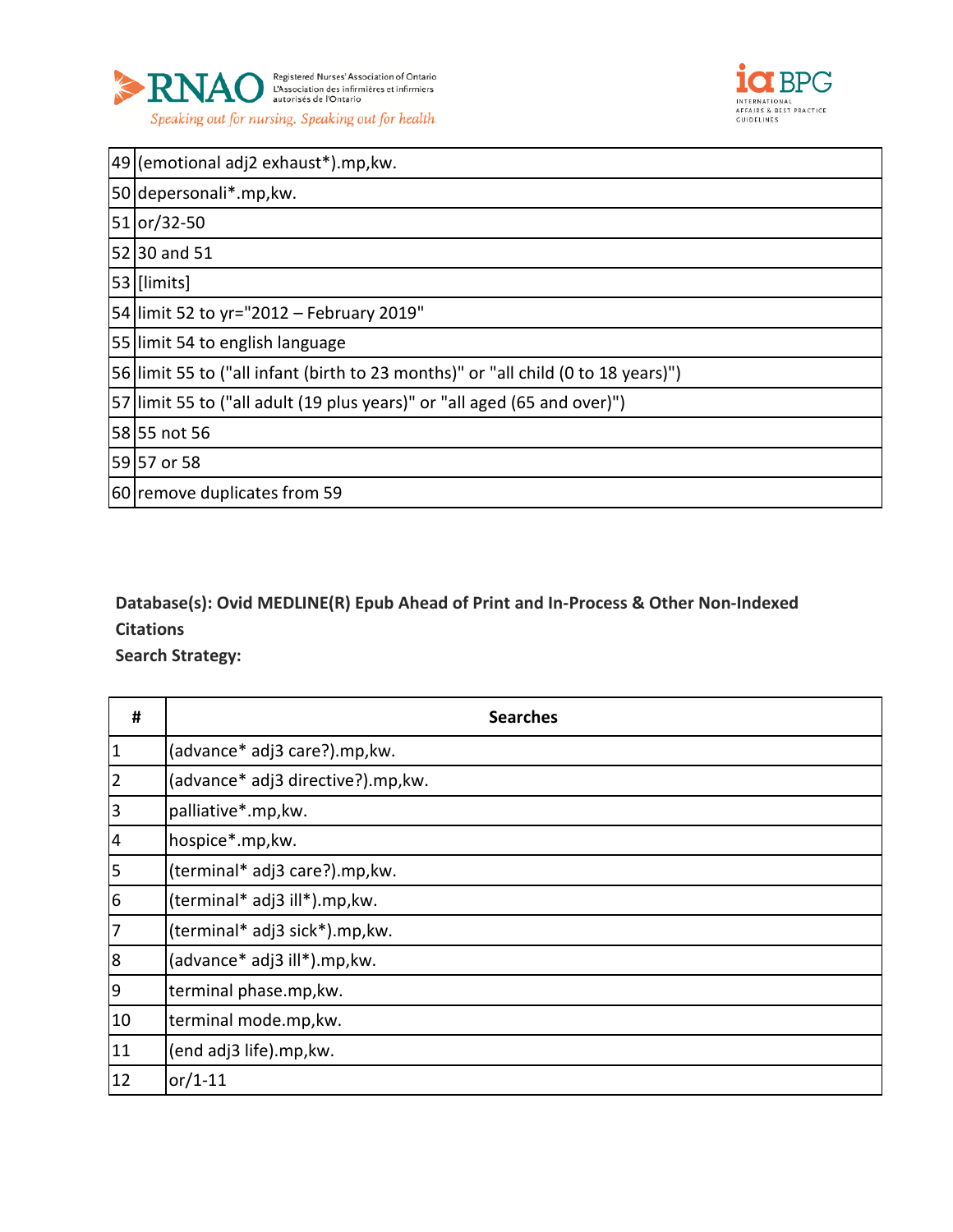| | |
|---|---|
| 49 | (emotional adj2 exhaust*).mp,kw. |
| 50 | depersonali*.mp,kw. |
| 51 | or/32-50 |
| 52 | 30 and 51 |
| 53 | [limits] |
| 54 | limit 52 to yr="2012 – February 2019" |
| 55 | limit 54 to english language |
| 56 | limit 55 to ("all infant (birth to 23 months)" or "all child (0 to 18 years)") |
| 57 | limit 55 to ("all adult (19 plus years)" or "all aged (65 and over)") |
| 58 | 55 not 56 |
| 59 | 57 or 58 |
| 60 | remove duplicates from 59 |

**Database(s): Ovid MEDLINE(R) Epub Ahead of Print and In-Process & Other Non-Indexed Citations**
**Search Strategy:**

| # | Searches |
|---|---|
| 1 | (advance* adj3 care?).mp,kw. |
| 2 | (advance* adj3 directive?).mp,kw. |
| 3 | palliative*.mp,kw. |
| 4 | hospice*.mp,kw. |
| 5 | (terminal* adj3 care?).mp,kw. |
| 6 | (terminal* adj3 ill*).mp,kw. |
| 7 | (terminal* adj3 sick*).mp,kw. |
| 8 | (advance* adj3 ill*).mp,kw. |
| 9 | terminal phase.mp,kw. |
| 10 | terminal mode.mp,kw. |
| 11 | (end adj3 life).mp,kw. |
| 12 | or/1-11 |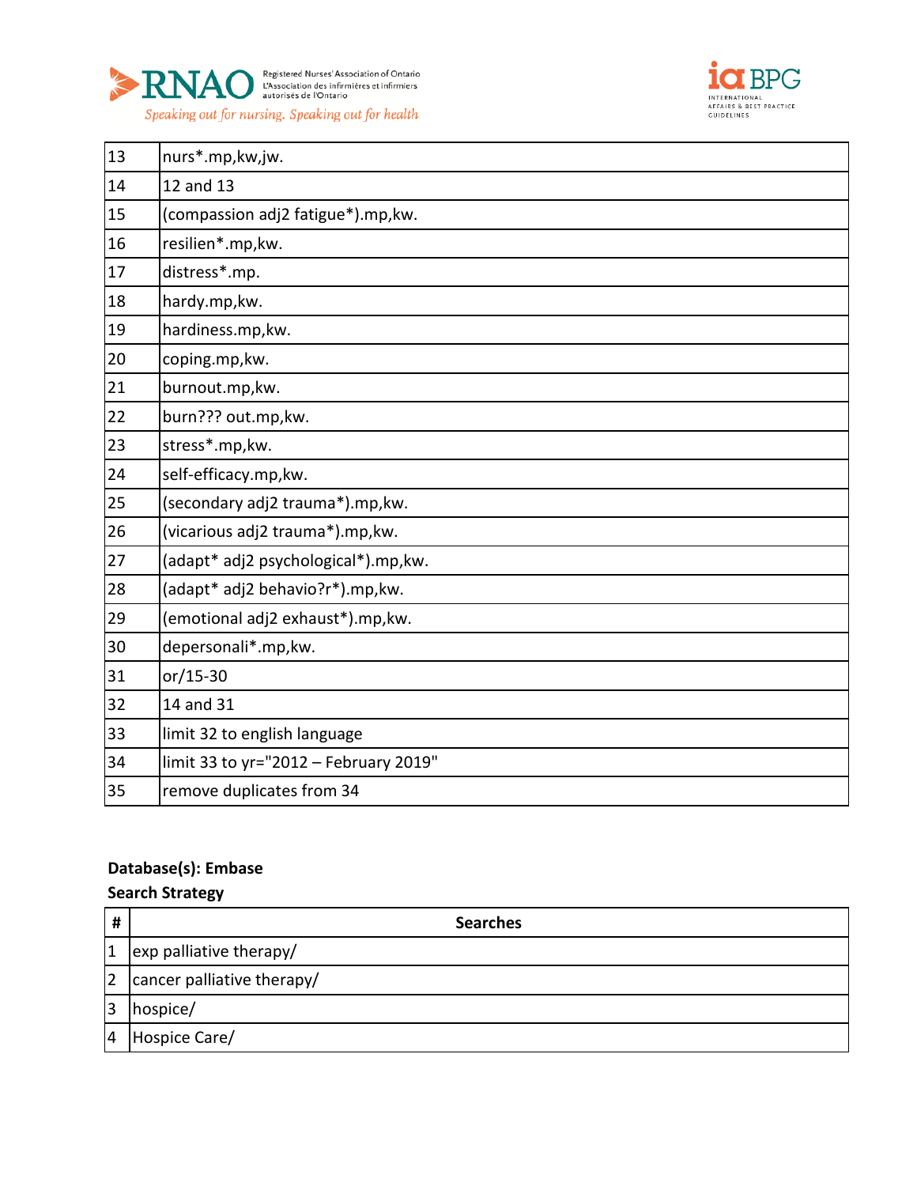| | |
|---|---|
| 13 | nurs*.mp,kw,jw. |
| 14 | 12 and 13 |
| 15 | (compassion adj2 fatigue*).mp,kw. |
| 16 | resilien*.mp,kw. |
| 17 | distress*.mp. |
| 18 | hardy.mp,kw. |
| 19 | hardiness.mp,kw. |
| 20 | coping.mp,kw. |
| 21 | burnout.mp,kw. |
| 22 | burn??? out.mp,kw. |
| 23 | stress*.mp,kw. |
| 24 | self-efficacy.mp,kw. |
| 25 | (secondary adj2 trauma*).mp,kw. |
| 26 | (vicarious adj2 trauma*).mp,kw. |
| 27 | (adapt* adj2 psychological*).mp,kw. |
| 28 | (adapt* adj2 behavio?r*).mp,kw. |
| 29 | (emotional adj2 exhaust*).mp,kw. |
| 30 | depersonali*.mp,kw. |
| 31 | or/15-30 |
| 32 | 14 and 31 |
| 33 | limit 32 to english language |
| 34 | limit 33 to yr="2012 – February 2019" |
| 35 | remove duplicates from 34 |

**Database(s): Embase**

**Search Strategy**

| # | Searches |
|---|---|
| 1 | exp palliative therapy/ |
| 2 | cancer palliative therapy/ |
| 3 | hospice/ |
| 4 | Hospice Care/ |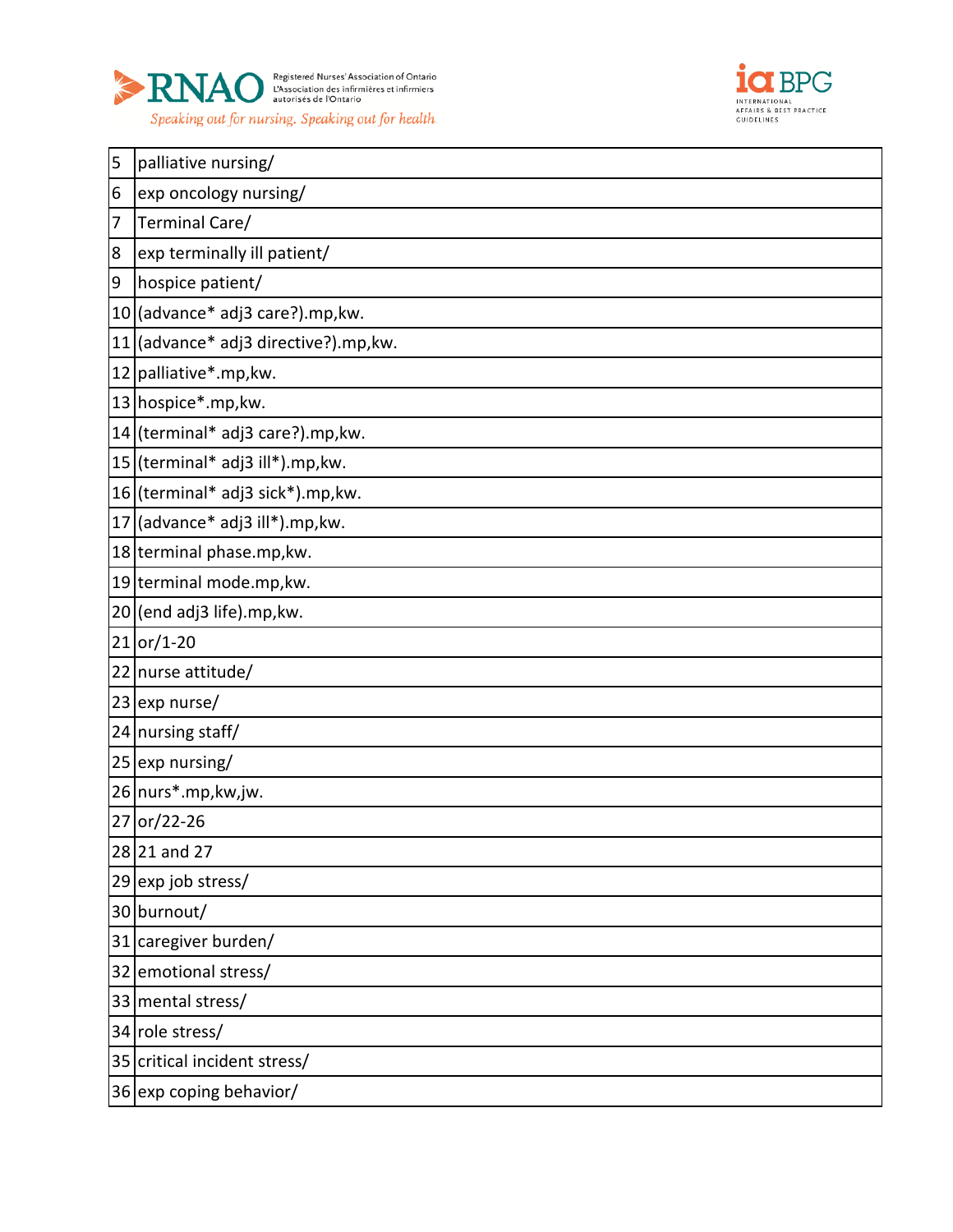| | |
|---|---|
| 5 | palliative nursing/ |
| 6 | exp oncology nursing/ |
| 7 | Terminal Care/ |
| 8 | exp terminally ill patient/ |
| 9 | hospice patient/ |
| 10 | (advance* adj3 care?).mp,kw. |
| 11 | (advance* adj3 directive?).mp,kw. |
| 12 | palliative*.mp,kw. |
| 13 | hospice*.mp,kw. |
| 14 | (terminal* adj3 care?).mp,kw. |
| 15 | (terminal* adj3 ill*).mp,kw. |
| 16 | (terminal* adj3 sick*).mp,kw. |
| 17 | (advance* adj3 ill*).mp,kw. |
| 18 | terminal phase.mp,kw. |
| 19 | terminal mode.mp,kw. |
| 20 | (end adj3 life).mp,kw. |
| 21 | or/1-20 |
| 22 | nurse attitude/ |
| 23 | exp nurse/ |
| 24 | nursing staff/ |
| 25 | exp nursing/ |
| 26 | nurs*.mp,kw,jw. |
| 27 | or/22-26 |
| 28 | 21 and 27 |
| 29 | exp job stress/ |
| 30 | burnout/ |
| 31 | caregiver burden/ |
| 32 | emotional stress/ |
| 33 | mental stress/ |
| 34 | role stress/ |
| 35 | critical incident stress/ |
| 36 | exp coping behavior/ |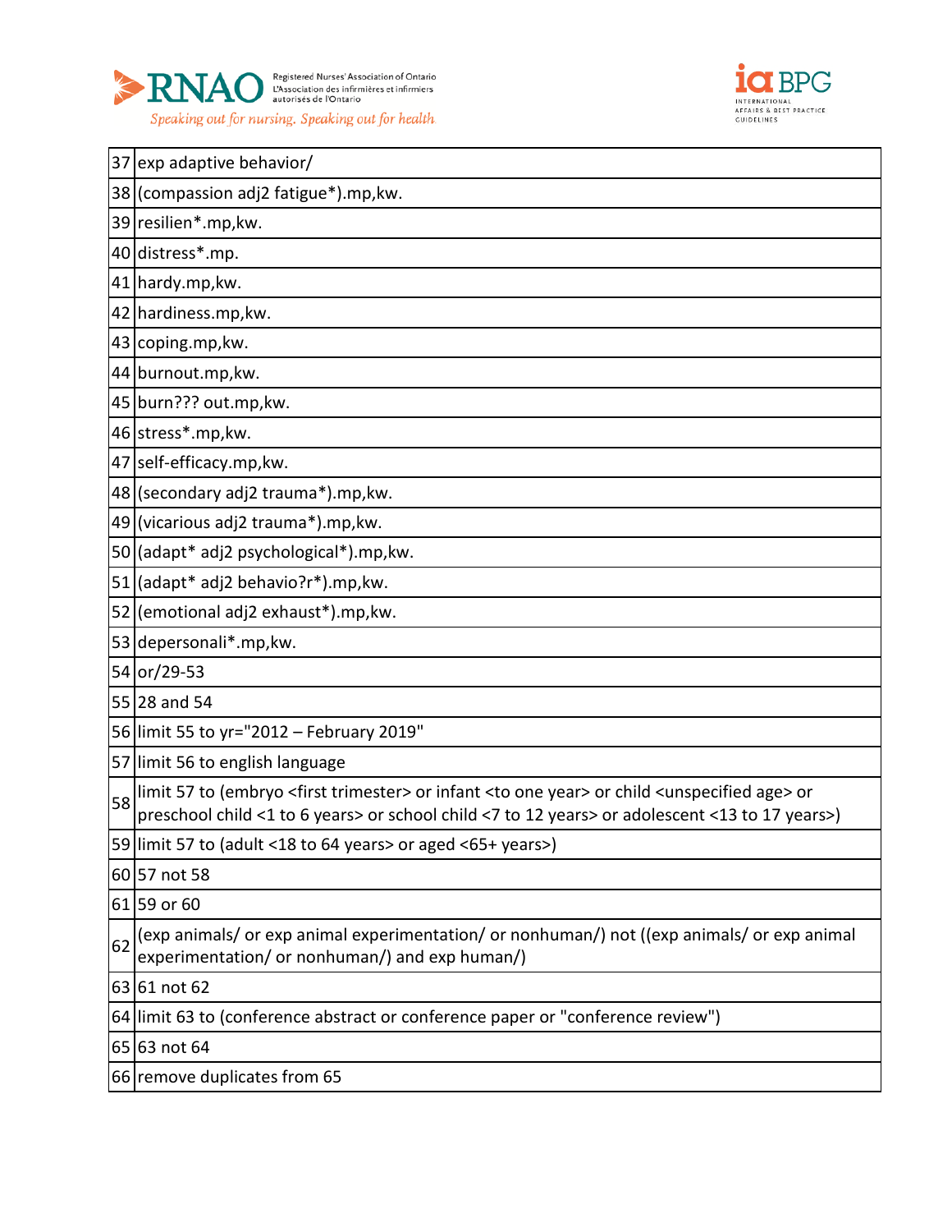| | |
|---|---|
| 37 | exp adaptive behavior/ |
| 38 | (compassion adj2 fatigue*).mp,kw. |
| 39 | resilien*.mp,kw. |
| 40 | distress*.mp. |
| 41 | hardy.mp,kw. |
| 42 | hardiness.mp,kw. |
| 43 | coping.mp,kw. |
| 44 | burnout.mp,kw. |
| 45 | burn??? out.mp,kw. |
| 46 | stress*.mp,kw. |
| 47 | self-efficacy.mp,kw. |
| 48 | (secondary adj2 trauma*).mp,kw. |
| 49 | (vicarious adj2 trauma*).mp,kw. |
| 50 | (adapt* adj2 psychological*).mp,kw. |
| 51 | (adapt* adj2 behavio?r*).mp,kw. |
| 52 | (emotional adj2 exhaust*).mp,kw. |
| 53 | depersonali*.mp,kw. |
| 54 | or/29-53 |
| 55 | 28 and 54 |
| 56 | limit 55 to yr="2012 – February 2019" |
| 57 | limit 56 to english language |
| 58 | limit 57 to (embryo <first trimester> or infant <to one year> or child <unspecified age> or preschool child <1 to 6 years> or school child <7 to 12 years> or adolescent <13 to 17 years>) |
| 59 | limit 57 to (adult <18 to 64 years> or aged <65+ years>) |
| 60 | 57 not 58 |
| 61 | 59 or 60 |
| 62 | (exp animals/ or exp animal experimentation/ or nonhuman/) not ((exp animals/ or exp animal experimentation/ or nonhuman/) and exp human/) |
| 63 | 61 not 62 |
| 64 | limit 63 to (conference abstract or conference paper or "conference review") |
| 65 | 63 not 64 |
| 66 | remove duplicates from 65 |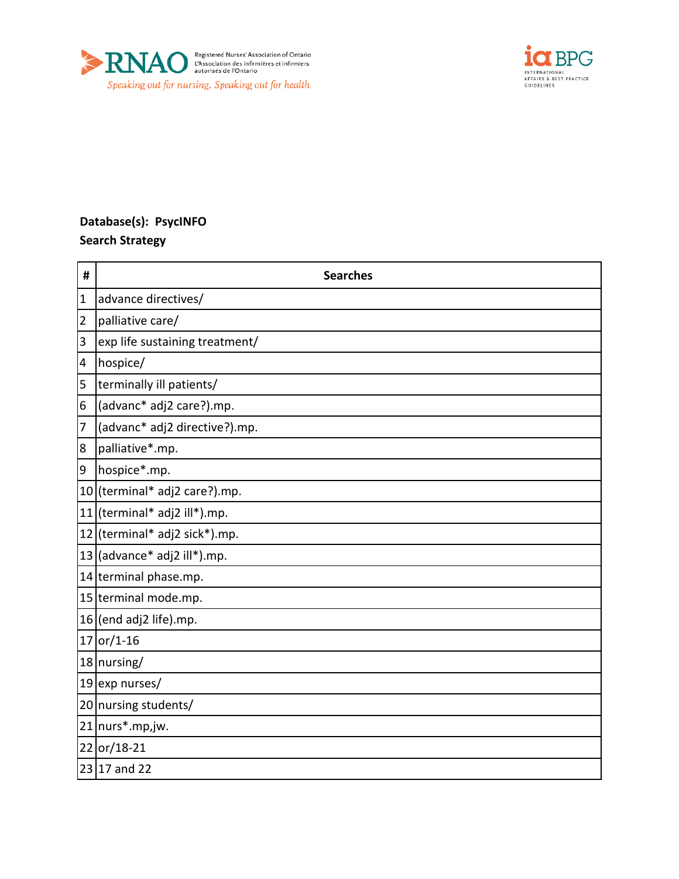**Database(s): PsycINFO**

**Search Strategy**

| # | Searches |
|---|---|
| 1 | advance directives/ |
| 2 | palliative care/ |
| 3 | exp life sustaining treatment/ |
| 4 | hospice/ |
| 5 | terminally ill patients/ |
| 6 | (advanc* adj2 care?).mp. |
| 7 | (advanc* adj2 directive?).mp. |
| 8 | palliative*.mp. |
| 9 | hospice*.mp. |
| 10 | (terminal* adj2 care?).mp. |
| 11 | (terminal* adj2 ill*).mp. |
| 12 | (terminal* adj2 sick*).mp. |
| 13 | (advance* adj2 ill*).mp. |
| 14 | terminal phase.mp. |
| 15 | terminal mode.mp. |
| 16 | (end adj2 life).mp. |
| 17 | or/1-16 |
| 18 | nursing/ |
| 19 | exp nurses/ |
| 20 | nursing students/ |
| 21 | nurs*.mp,jw. |
| 22 | or/18-21 |
| 23 | 17 and 22 |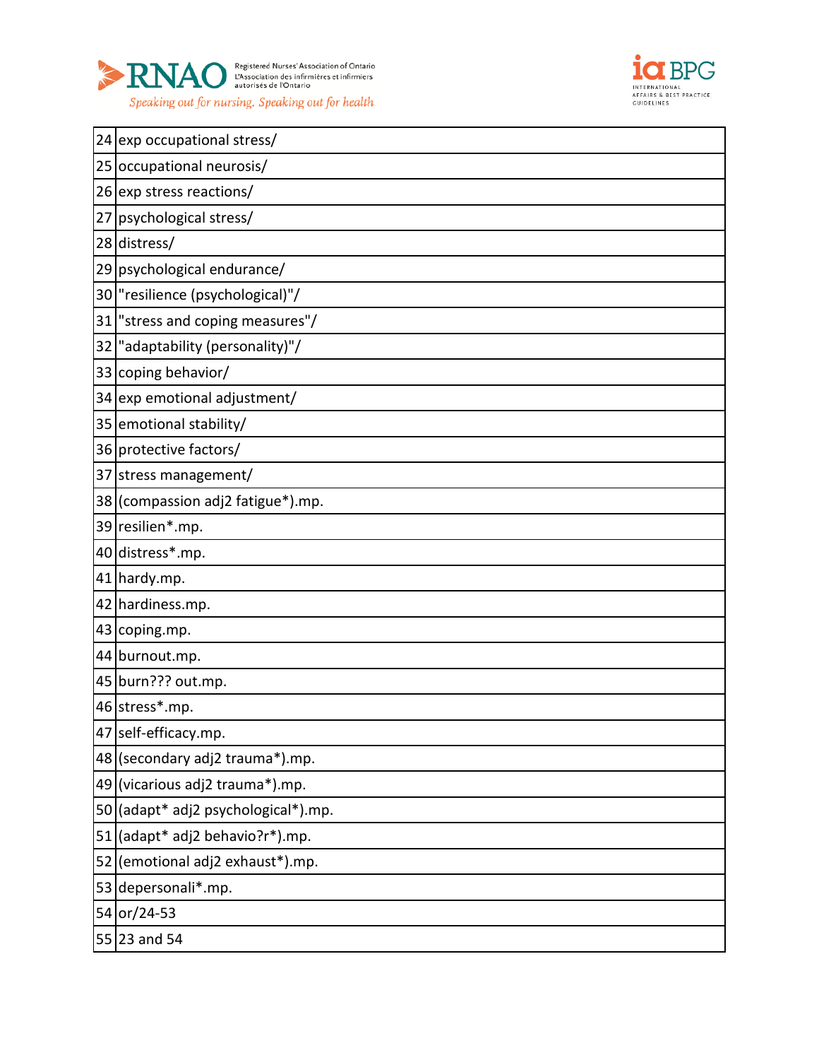| | |
|---|---|
| 24 | exp occupational stress/ |
| 25 | occupational neurosis/ |
| 26 | exp stress reactions/ |
| 27 | psychological stress/ |
| 28 | distress/ |
| 29 | psychological endurance/ |
| 30 | "resilience (psychological)"/ |
| 31 | "stress and coping measures"/ |
| 32 | "adaptability (personality)"/ |
| 33 | coping behavior/ |
| 34 | exp emotional adjustment/ |
| 35 | emotional stability/ |
| 36 | protective factors/ |
| 37 | stress management/ |
| 38 | (compassion adj2 fatigue*).mp. |
| 39 | resilien*.mp. |
| 40 | distress*.mp. |
| 41 | hardy.mp. |
| 42 | hardiness.mp. |
| 43 | coping.mp. |
| 44 | burnout.mp. |
| 45 | burn??? out.mp. |
| 46 | stress*.mp. |
| 47 | self-efficacy.mp. |
| 48 | (secondary adj2 trauma*).mp. |
| 49 | (vicarious adj2 trauma*).mp. |
| 50 | (adapt* adj2 psychological*).mp. |
| 51 | (adapt* adj2 behavio?r*).mp. |
| 52 | (emotional adj2 exhaust*).mp. |
| 53 | depersonali*.mp. |
| 54 | or/24-53 |
| 55 | 23 and 54 |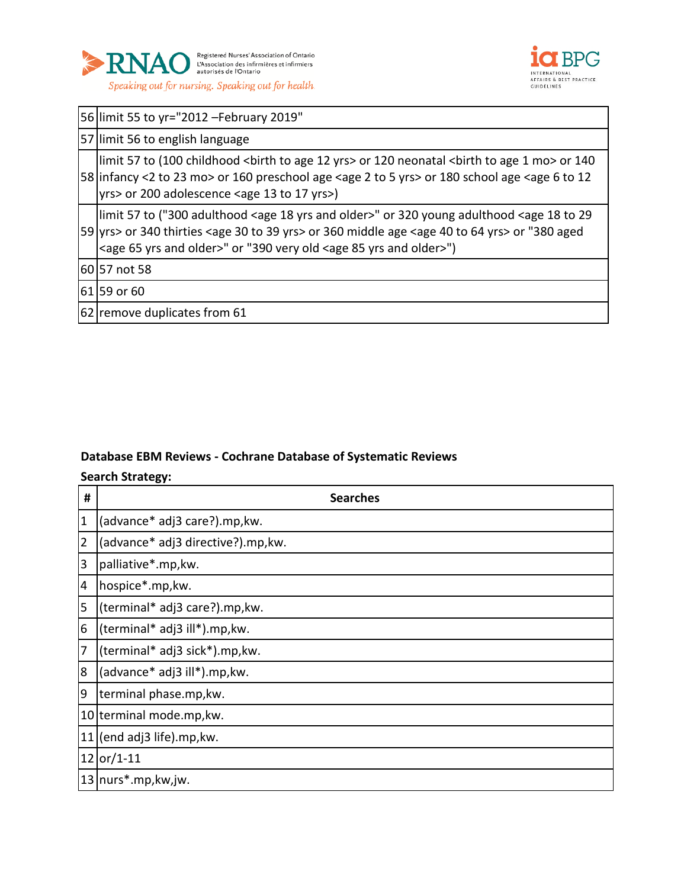| | |
|---|---|
| 56 | limit 55 to yr="2012 –February 2019" |
| 57 | limit 56 to english language |
| 58 | limit 57 to (100 childhood <birth to age 12 yrs> or 120 neonatal <birth to age 1 mo> or 140 infancy <2 to 23 mo> or 160 preschool age <age 2 to 5 yrs> or 180 school age <age 6 to 12 yrs> or 200 adolescence <age 13 to 17 yrs>) |
| 59 | limit 57 to ("300 adulthood <age 18 yrs and older>" or 320 young adulthood <age 18 to 29 yrs> or 340 thirties <age 30 to 39 yrs> or 360 middle age <age 40 to 64 yrs> or "380 aged <age 65 yrs and older>" or "390 very old <age 85 yrs and older>") |
| 60 | 57 not 58 |
| 61 | 59 or 60 |
| 62 | remove duplicates from 61 |

**Database EBM Reviews - Cochrane Database of Systematic Reviews**

**Search Strategy:**

| # | Searches |
|---|---|
| 1 | (advance* adj3 care?).mp,kw. |
| 2 | (advance* adj3 directive?).mp,kw. |
| 3 | palliative*.mp,kw. |
| 4 | hospice*.mp,kw. |
| 5 | (terminal* adj3 care?).mp,kw. |
| 6 | (terminal* adj3 ill*).mp,kw. |
| 7 | (terminal* adj3 sick*).mp,kw. |
| 8 | (advance* adj3 ill*).mp,kw. |
| 9 | terminal phase.mp,kw. |
| 10 | terminal mode.mp,kw. |
| 11 | (end adj3 life).mp,kw. |
| 12 | or/1-11 |
| 13 | nurs*.mp,kw,jw. |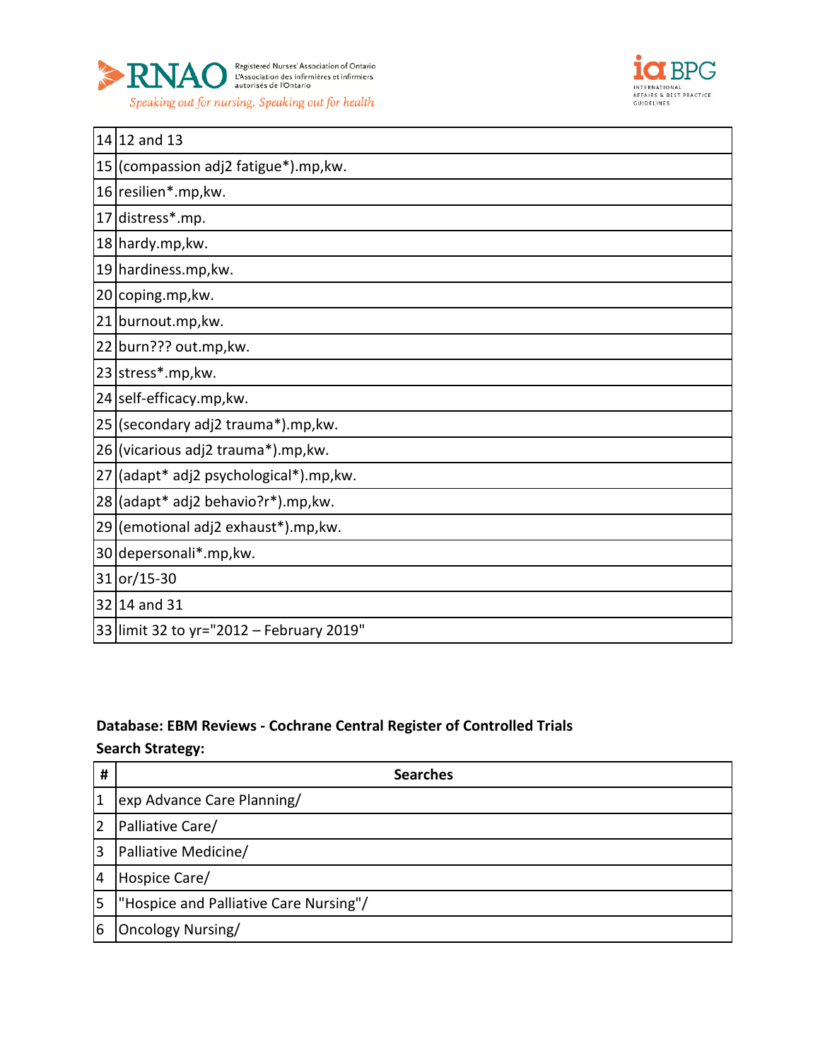| | |
|---|---|
| 14 | 12 and 13 |
| 15 | (compassion adj2 fatigue*).mp,kw. |
| 16 | resilien*.mp,kw. |
| 17 | distress*.mp. |
| 18 | hardy.mp,kw. |
| 19 | hardiness.mp,kw. |
| 20 | coping.mp,kw. |
| 21 | burnout.mp,kw. |
| 22 | burn??? out.mp,kw. |
| 23 | stress*.mp,kw. |
| 24 | self-efficacy.mp,kw. |
| 25 | (secondary adj2 trauma*).mp,kw. |
| 26 | (vicarious adj2 trauma*).mp,kw. |
| 27 | (adapt* adj2 psychological*).mp,kw. |
| 28 | (adapt* adj2 behavio?r*).mp,kw. |
| 29 | (emotional adj2 exhaust*).mp,kw. |
| 30 | depersonali*.mp,kw. |
| 31 | or/15-30 |
| 32 | 14 and 31 |
| 33 | limit 32 to yr="2012 – February 2019" |

**Database: EBM Reviews - Cochrane Central Register of Controlled Trials**

**Search Strategy:**

| # | Searches |
|---|---|
| 1 | exp Advance Care Planning/ |
| 2 | Palliative Care/ |
| 3 | Palliative Medicine/ |
| 4 | Hospice Care/ |
| 5 | "Hospice and Palliative Care Nursing"/ |
| 6 | Oncology Nursing/ |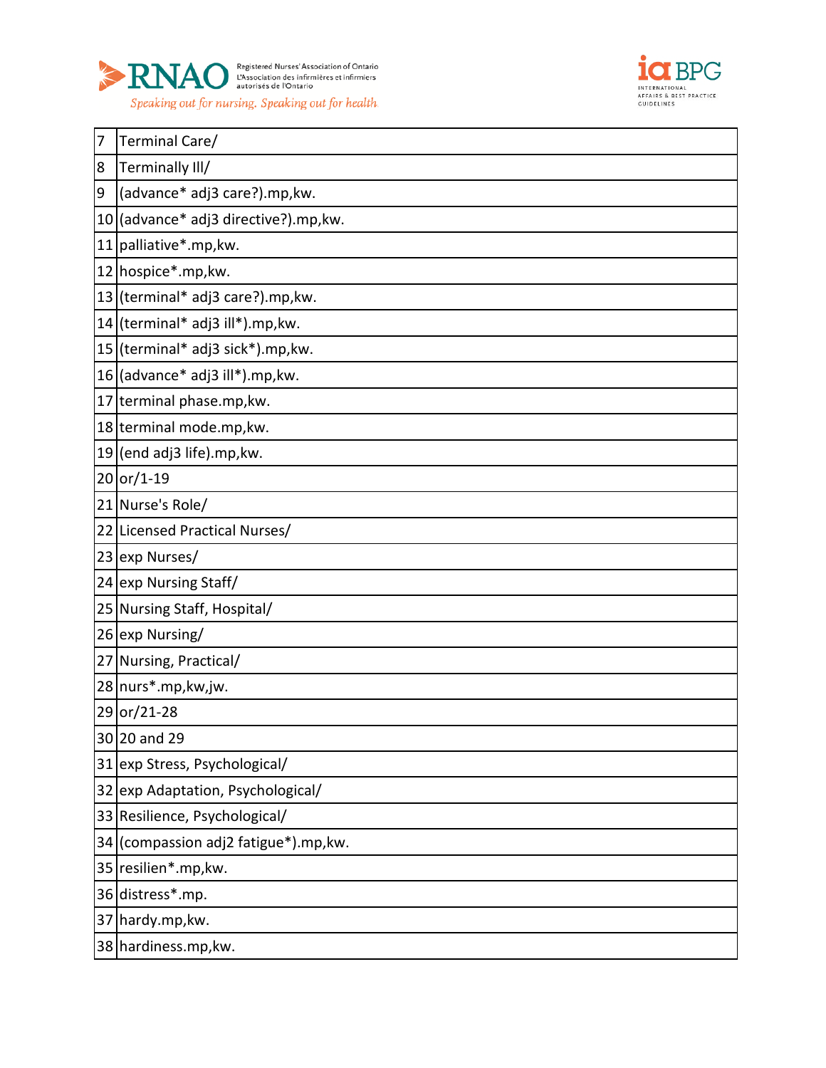| | |
|---|---|
| 7 | Terminal Care/ |
| 8 | Terminally Ill/ |
| 9 | (advance* adj3 care?).mp,kw. |
| 10 | (advance* adj3 directive?).mp,kw. |
| 11 | palliative*.mp,kw. |
| 12 | hospice*.mp,kw. |
| 13 | (terminal* adj3 care?).mp,kw. |
| 14 | (terminal* adj3 ill*).mp,kw. |
| 15 | (terminal* adj3 sick*).mp,kw. |
| 16 | (advance* adj3 ill*).mp,kw. |
| 17 | terminal phase.mp,kw. |
| 18 | terminal mode.mp,kw. |
| 19 | (end adj3 life).mp,kw. |
| 20 | or/1-19 |
| 21 | Nurse's Role/ |
| 22 | Licensed Practical Nurses/ |
| 23 | exp Nurses/ |
| 24 | exp Nursing Staff/ |
| 25 | Nursing Staff, Hospital/ |
| 26 | exp Nursing/ |
| 27 | Nursing, Practical/ |
| 28 | nurs*.mp,kw,jw. |
| 29 | or/21-28 |
| 30 | 20 and 29 |
| 31 | exp Stress, Psychological/ |
| 32 | exp Adaptation, Psychological/ |
| 33 | Resilience, Psychological/ |
| 34 | (compassion adj2 fatigue*).mp,kw. |
| 35 | resilien*.mp,kw. |
| 36 | distress*.mp. |
| 37 | hardy.mp,kw. |
| 38 | hardiness.mp,kw. |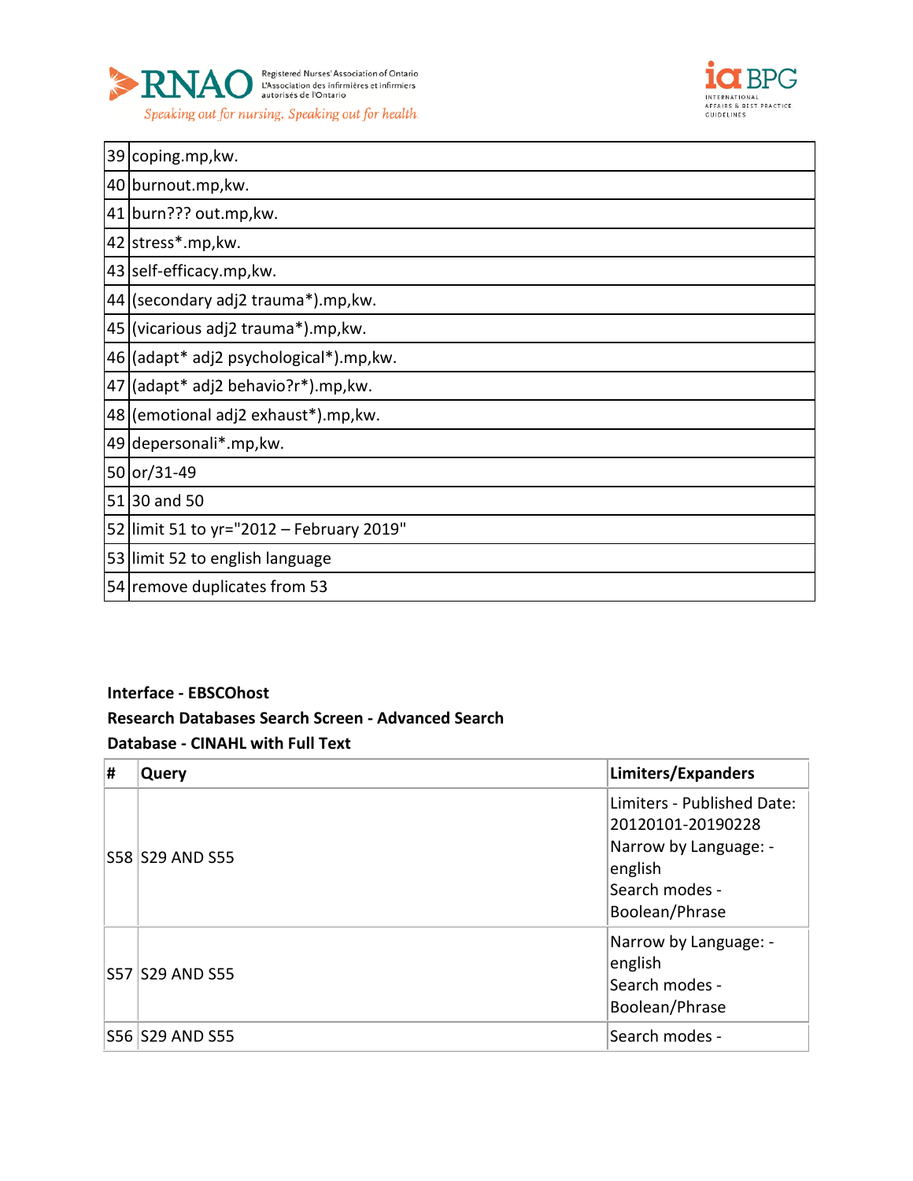| | |
|---|---|
| 39 | coping.mp,kw. |
| 40 | burnout.mp,kw. |
| 41 | burn??? out.mp,kw. |
| 42 | stress*.mp,kw. |
| 43 | self-efficacy.mp,kw. |
| 44 | (secondary adj2 trauma*).mp,kw. |
| 45 | (vicarious adj2 trauma*).mp,kw. |
| 46 | (adapt* adj2 psychological*).mp,kw. |
| 47 | (adapt* adj2 behavio?r*).mp,kw. |
| 48 | (emotional adj2 exhaust*).mp,kw. |
| 49 | depersonali*.mp,kw. |
| 50 | or/31-49 |
| 51 | 30 and 50 |
| 52 | limit 51 to yr="2012 – February 2019" |
| 53 | limit 52 to english language |
| 54 | remove duplicates from 53 |

**Interface - EBSCOhost**

**Research Databases Search Screen - Advanced Search**

**Database - CINAHL with Full Text**

| # | Query | Limiters/Expanders |
|---|---|---|
| S58 | S29 AND S55 | Limiters - Published Date: 20120101-20190228 Narrow by Language: - english Search modes - Boolean/Phrase |
| S57 | S29 AND S55 | Narrow by Language: - english Search modes - Boolean/Phrase |
| S56 | S29 AND S55 | Search modes - |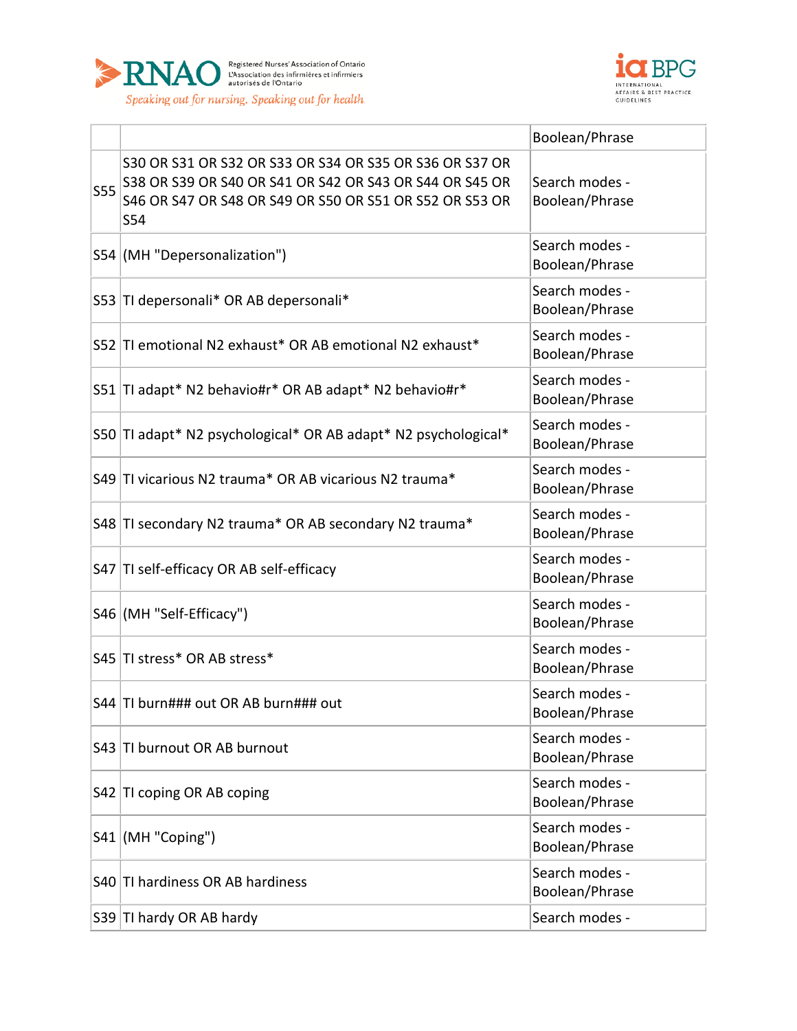| | | Boolean/Phrase |
|---|---|---|
| S55 | S30 OR S31 OR S32 OR S33 OR S34 OR S35 OR S36 OR S37 OR S38 OR S39 OR S40 OR S41 OR S42 OR S43 OR S44 OR S45 OR S46 OR S47 OR S48 OR S49 OR S50 OR S51 OR S52 OR S53 OR S54 | Search modes - Boolean/Phrase |
| S54 | (MH "Depersonalization") | Search modes - Boolean/Phrase |
| S53 | TI depersonali* OR AB depersonali* | Search modes - Boolean/Phrase |
| S52 | TI emotional N2 exhaust* OR AB emotional N2 exhaust* | Search modes - Boolean/Phrase |
| S51 | TI adapt* N2 behavio#r* OR AB adapt* N2 behavio#r* | Search modes - Boolean/Phrase |
| S50 | TI adapt* N2 psychological* OR AB adapt* N2 psychological* | Search modes - Boolean/Phrase |
| S49 | TI vicarious N2 trauma* OR AB vicarious N2 trauma* | Search modes - Boolean/Phrase |
| S48 | TI secondary N2 trauma* OR AB secondary N2 trauma* | Search modes - Boolean/Phrase |
| S47 | TI self-efficacy OR AB self-efficacy | Search modes - Boolean/Phrase |
| S46 | (MH "Self-Efficacy") | Search modes - Boolean/Phrase |
| S45 | TI stress* OR AB stress* | Search modes - Boolean/Phrase |
| S44 | TI burn### out OR AB burn### out | Search modes - Boolean/Phrase |
| S43 | TI burnout OR AB burnout | Search modes - Boolean/Phrase |
| S42 | TI coping OR AB coping | Search modes - Boolean/Phrase |
| S41 | (MH "Coping") | Search modes - Boolean/Phrase |
| S40 | TI hardiness OR AB hardiness | Search modes - Boolean/Phrase |
| S39 | TI hardy OR AB hardy | Search modes - |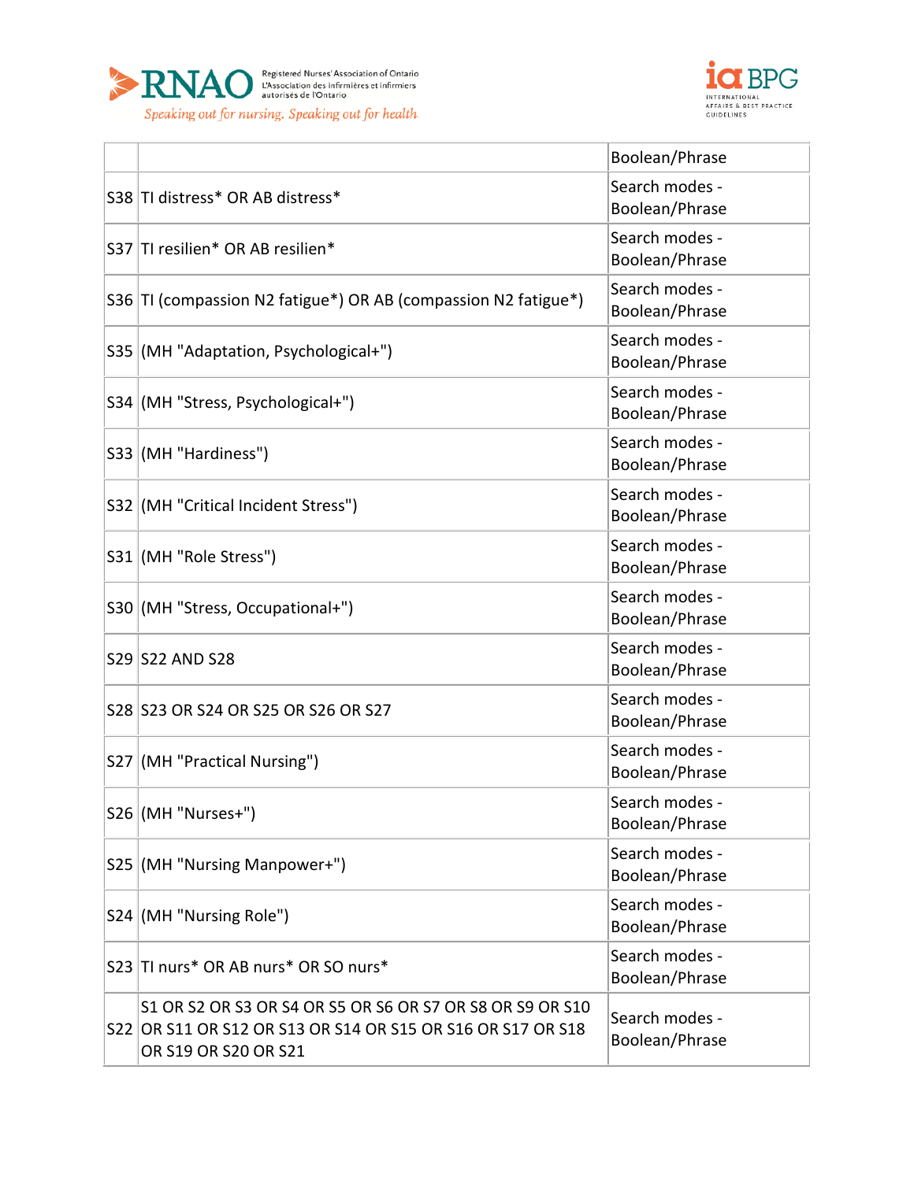| | | |
|---|---|---|
| | | Boolean/Phrase |
| S38 | TI distress* OR AB distress* | Search modes - Boolean/Phrase |
| S37 | TI resilien* OR AB resilien* | Search modes - Boolean/Phrase |
| S36 | TI (compassion N2 fatigue*) OR AB (compassion N2 fatigue*) | Search modes - Boolean/Phrase |
| S35 | (MH "Adaptation, Psychological+") | Search modes - Boolean/Phrase |
| S34 | (MH "Stress, Psychological+") | Search modes - Boolean/Phrase |
| S33 | (MH "Hardiness") | Search modes - Boolean/Phrase |
| S32 | (MH "Critical Incident Stress") | Search modes - Boolean/Phrase |
| S31 | (MH "Role Stress") | Search modes - Boolean/Phrase |
| S30 | (MH "Stress, Occupational+") | Search modes - Boolean/Phrase |
| S29 | S22 AND S28 | Search modes - Boolean/Phrase |
| S28 | S23 OR S24 OR S25 OR S26 OR S27 | Search modes - Boolean/Phrase |
| S27 | (MH "Practical Nursing") | Search modes - Boolean/Phrase |
| S26 | (MH "Nurses+") | Search modes - Boolean/Phrase |
| S25 | (MH "Nursing Manpower+") | Search modes - Boolean/Phrase |
| S24 | (MH "Nursing Role") | Search modes - Boolean/Phrase |
| S23 | TI nurs* OR AB nurs* OR SO nurs* | Search modes - Boolean/Phrase |
| S22 | S1 OR S2 OR S3 OR S4 OR S5 OR S6 OR S7 OR S8 OR S9 OR S10 OR S11 OR S12 OR S13 OR S14 OR S15 OR S16 OR S17 OR S18 OR S19 OR S20 OR S21 | Search modes - Boolean/Phrase |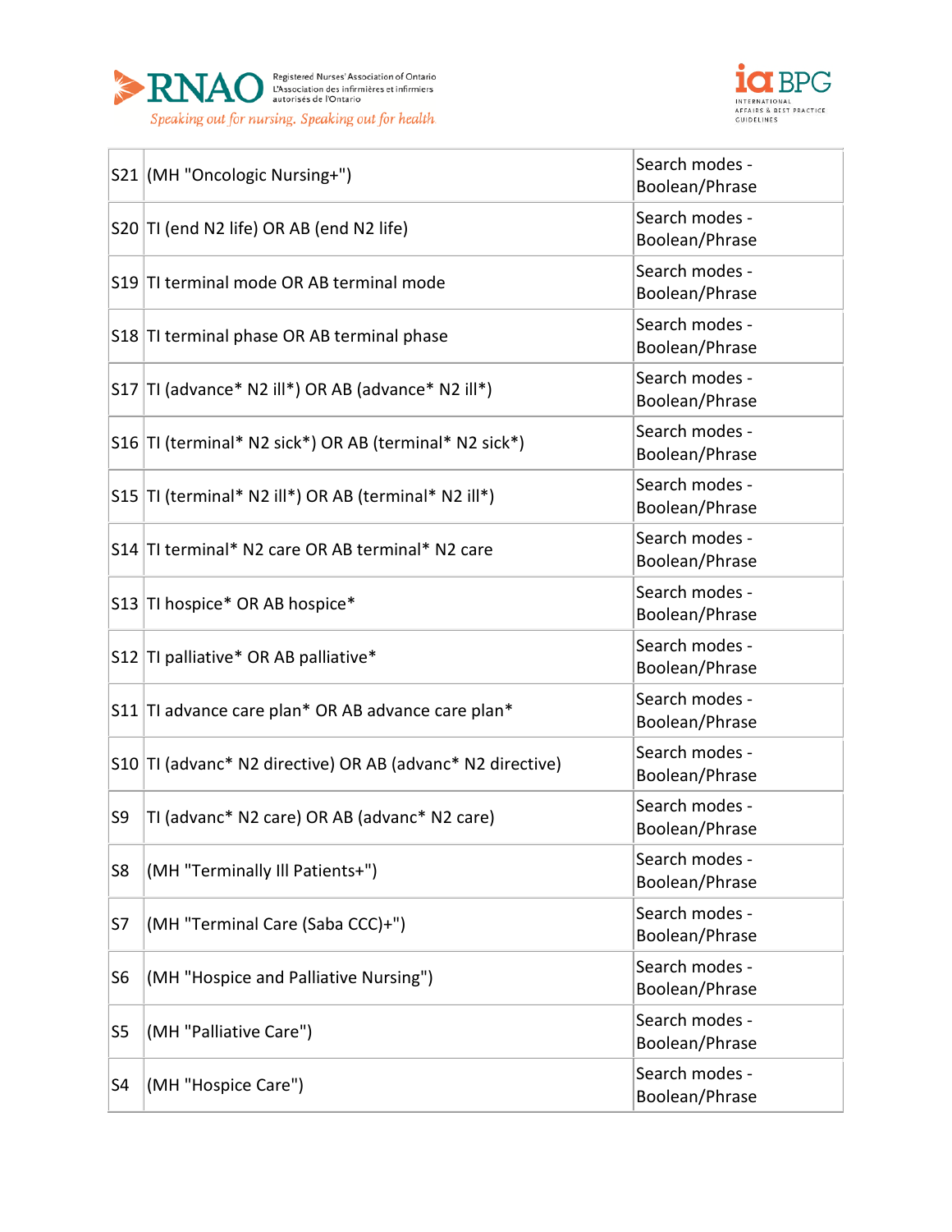| | | |
|---|---|---|
| S21 | (MH "Oncologic Nursing+") | Search modes - Boolean/Phrase |
| S20 | TI (end N2 life) OR AB (end N2 life) | Search modes - Boolean/Phrase |
| S19 | TI terminal mode OR AB terminal mode | Search modes - Boolean/Phrase |
| S18 | TI terminal phase OR AB terminal phase | Search modes - Boolean/Phrase |
| S17 | TI (advance* N2 ill*) OR AB (advance* N2 ill*) | Search modes - Boolean/Phrase |
| S16 | TI (terminal* N2 sick*) OR AB (terminal* N2 sick*) | Search modes - Boolean/Phrase |
| S15 | TI (terminal* N2 ill*) OR AB (terminal* N2 ill*) | Search modes - Boolean/Phrase |
| S14 | TI terminal* N2 care OR AB terminal* N2 care | Search modes - Boolean/Phrase |
| S13 | TI hospice* OR AB hospice* | Search modes - Boolean/Phrase |
| S12 | TI palliative* OR AB palliative* | Search modes - Boolean/Phrase |
| S11 | TI advance care plan* OR AB advance care plan* | Search modes - Boolean/Phrase |
| S10 | TI (advanc* N2 directive) OR AB (advanc* N2 directive) | Search modes - Boolean/Phrase |
| S9 | TI (advanc* N2 care) OR AB (advanc* N2 care) | Search modes - Boolean/Phrase |
| S8 | (MH "Terminally Ill Patients+") | Search modes - Boolean/Phrase |
| S7 | (MH "Terminal Care (Saba CCC)+") | Search modes - Boolean/Phrase |
| S6 | (MH "Hospice and Palliative Nursing") | Search modes - Boolean/Phrase |
| S5 | (MH "Palliative Care") | Search modes - Boolean/Phrase |
| S4 | (MH "Hospice Care") | Search modes - Boolean/Phrase |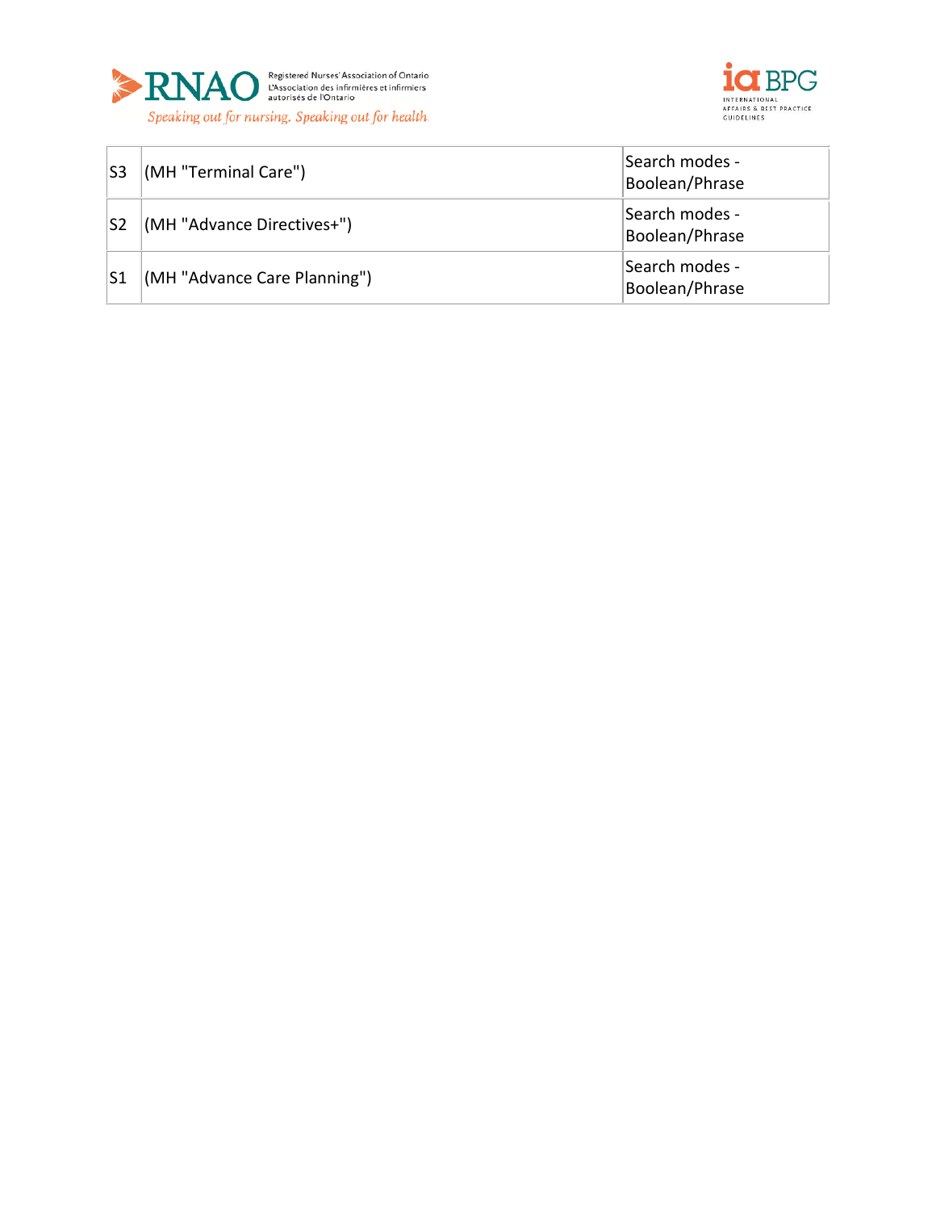| | | |
|---|---|---|
| S3 | (MH "Terminal Care") | Search modes - Boolean/Phrase |
| S2 | (MH "Advance Directives+") | Search modes - Boolean/Phrase |
| S1 | (MH "Advance Care Planning") | Search modes - Boolean/Phrase |